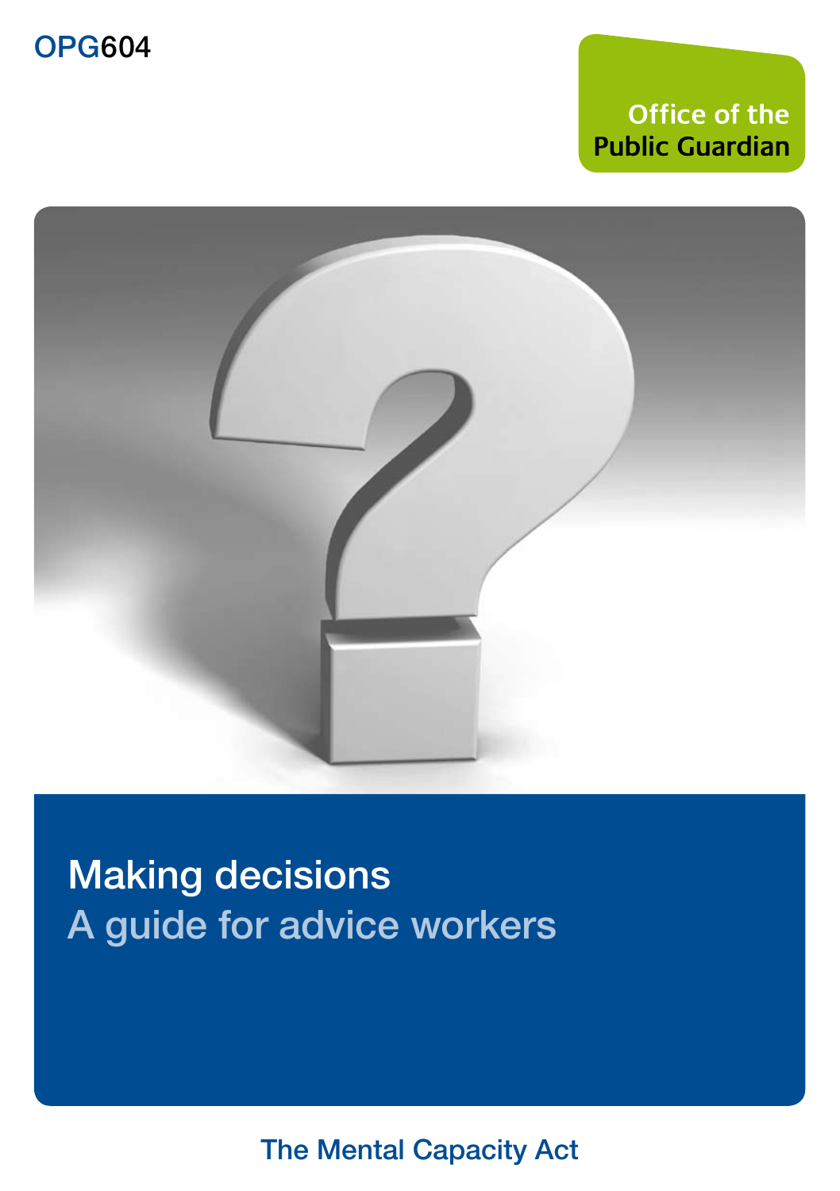OPG604

Office of the Public Guardian

# Making decisions

## A guide for advice workers

The Mental Capacity Act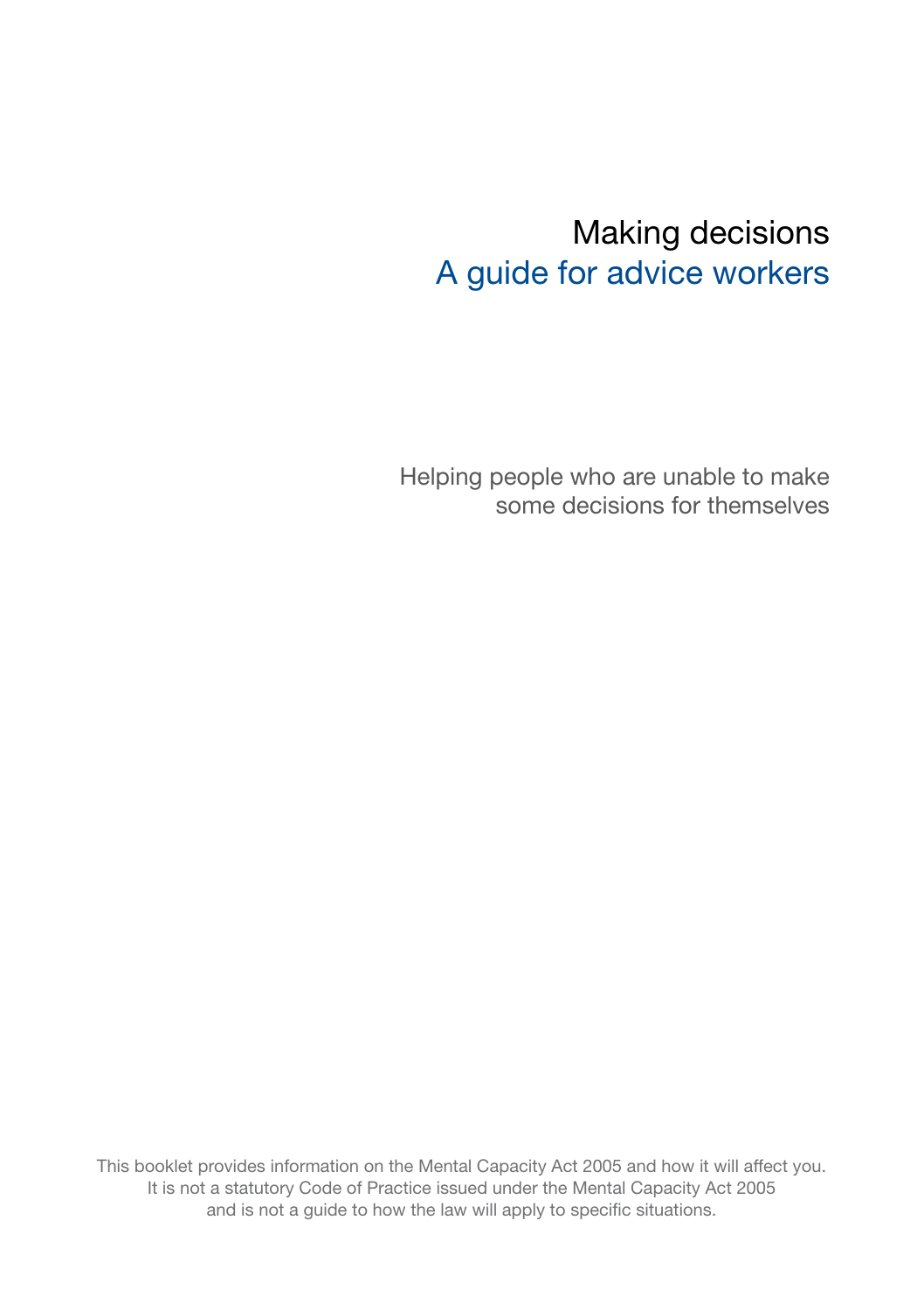# Making decisions
## A guide for advice workers

Helping people who are unable to make some decisions for themselves

This booklet provides information on the Mental Capacity Act 2005 and how it will affect you. It is not a statutory Code of Practice issued under the Mental Capacity Act 2005 and is not a guide to how the law will apply to specific situations.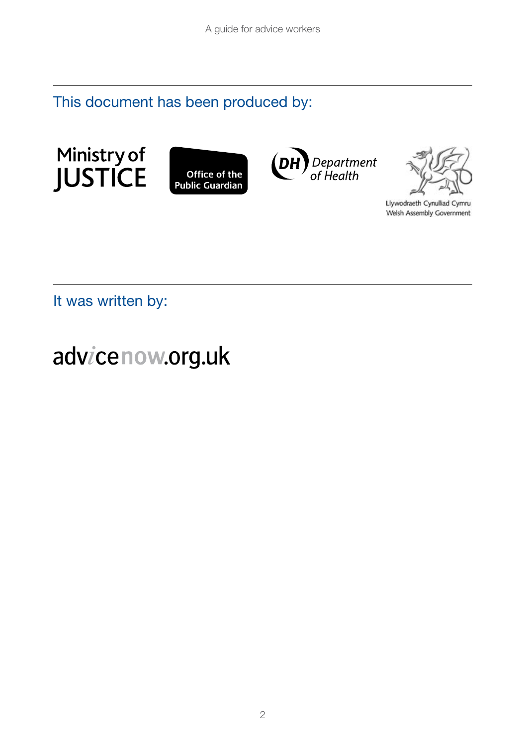This document has been produced by:

Ministry of JUSTICE

Office of the Public Guardian

DH Department of Health

Llywodraeth Cynulliad Cymru
Welsh Assembly Government

It was written by:

advicenow.org.uk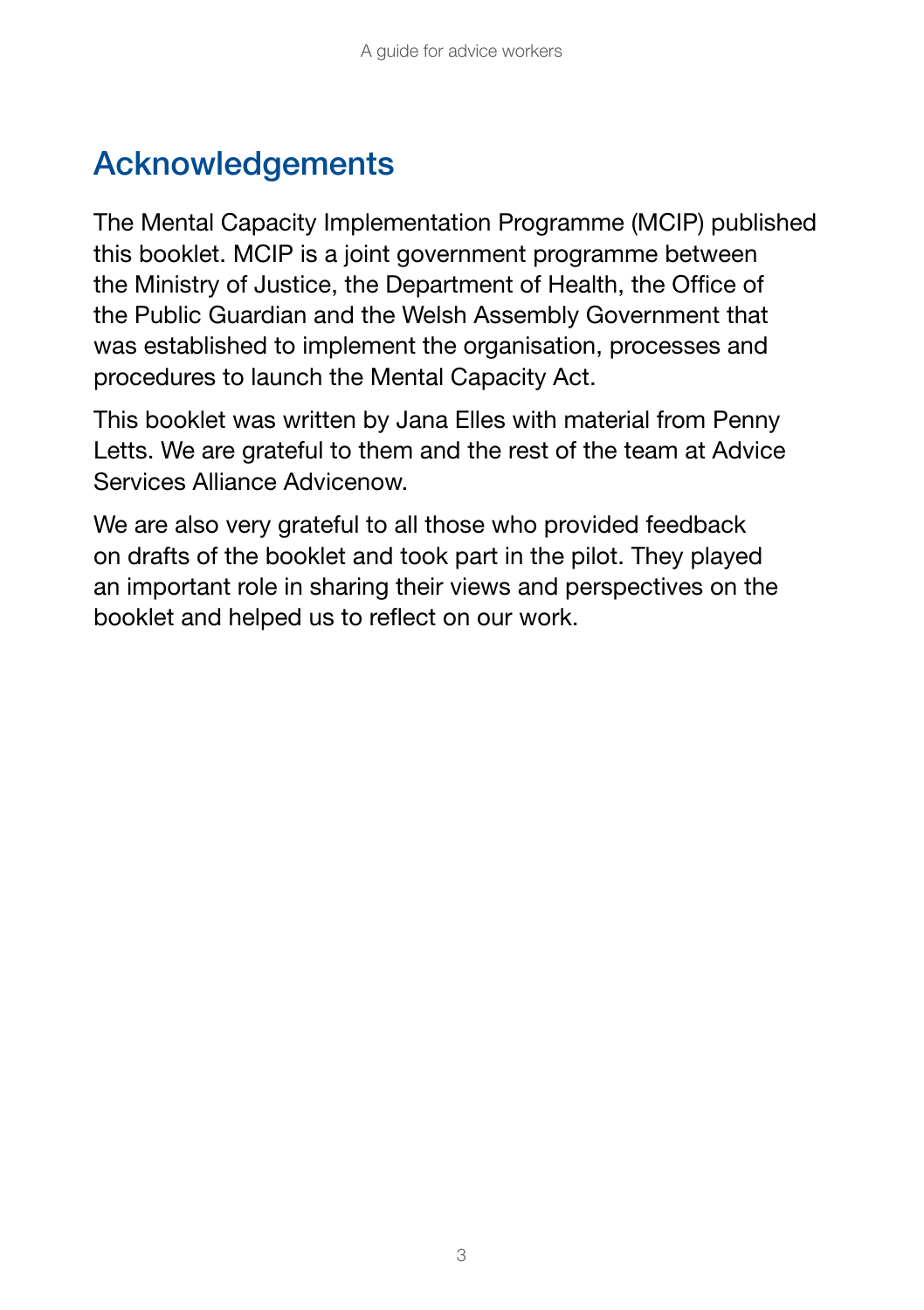## Acknowledgements

The Mental Capacity Implementation Programme (MCIP) published this booklet. MCIP is a joint government programme between the Ministry of Justice, the Department of Health, the Office of the Public Guardian and the Welsh Assembly Government that was established to implement the organisation, processes and procedures to launch the Mental Capacity Act.

This booklet was written by Jana Elles with material from Penny Letts. We are grateful to them and the rest of the team at Advice Services Alliance Advicenow.

We are also very grateful to all those who provided feedback on drafts of the booklet and took part in the pilot. They played an important role in sharing their views and perspectives on the booklet and helped us to reflect on our work.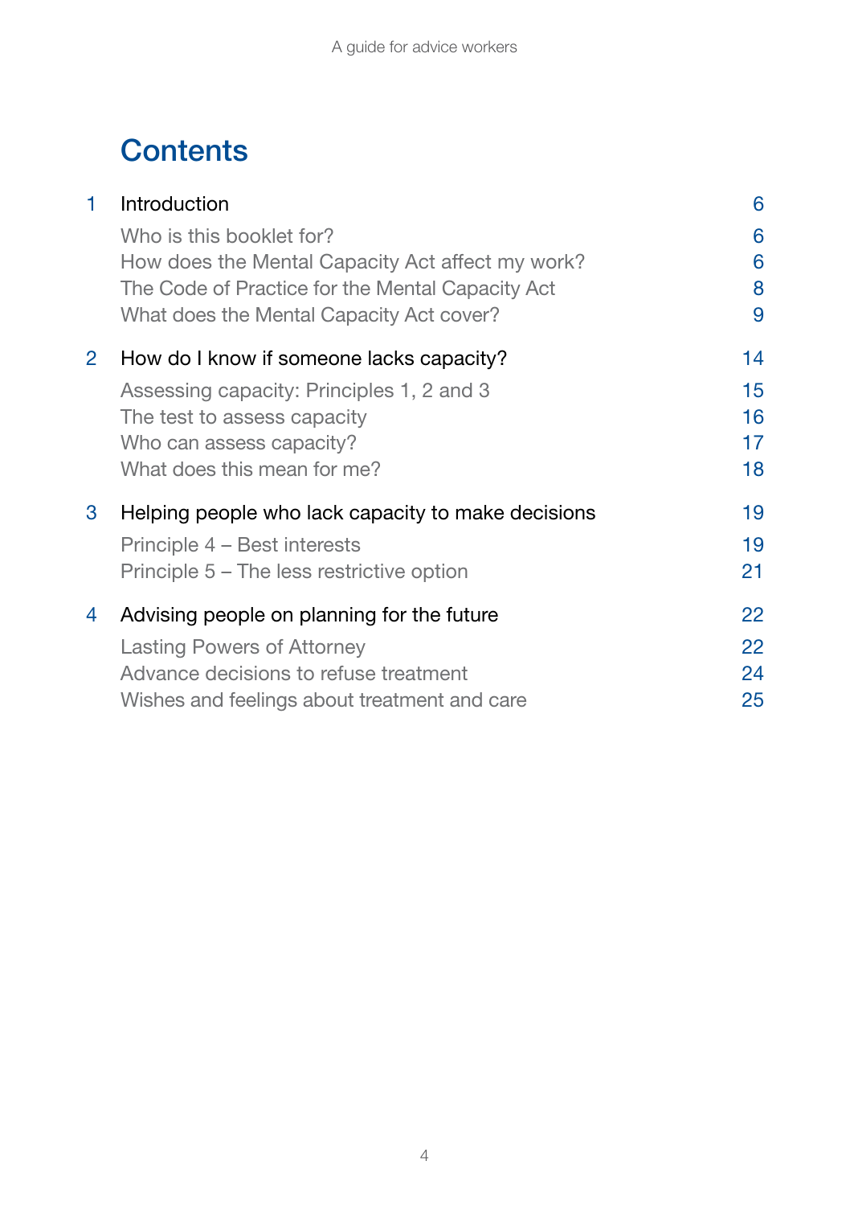# Contents

| | | |
|---|---|---|
| 1 | Introduction | 6 |
| | Who is this booklet for? | 6 |
| | How does the Mental Capacity Act affect my work? | 6 |
| | The Code of Practice for the Mental Capacity Act | 8 |
| | What does the Mental Capacity Act cover? | 9 |
| 2 | How do I know if someone lacks capacity? | 14 |
| | Assessing capacity: Principles 1, 2 and 3 | 15 |
| | The test to assess capacity | 16 |
| | Who can assess capacity? | 17 |
| | What does this mean for me? | 18 |
| 3 | Helping people who lack capacity to make decisions | 19 |
| | Principle 4 – Best interests | 19 |
| | Principle 5 – The less restrictive option | 21 |
| 4 | Advising people on planning for the future | 22 |
| | Lasting Powers of Attorney | 22 |
| | Advance decisions to refuse treatment | 24 |
| | Wishes and feelings about treatment and care | 25 |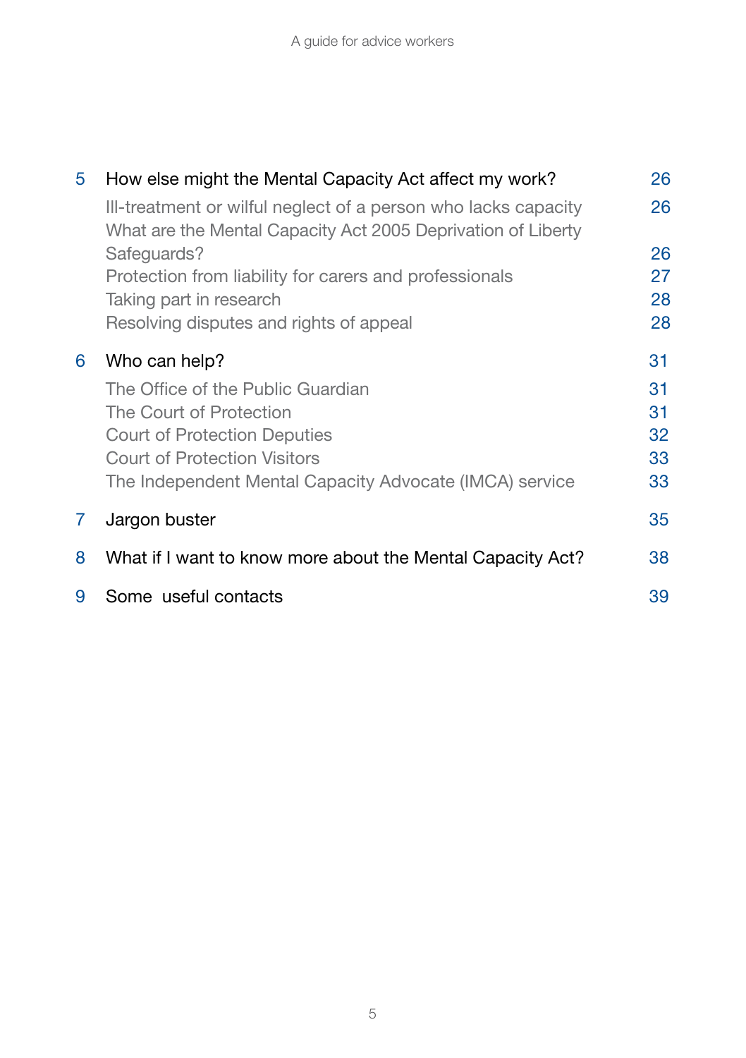| | | |
|---|---|---|
| 5 | How else might the Mental Capacity Act affect my work? | 26 |
| | Ill-treatment or wilful neglect of a person who lacks capacity | 26 |
| | What are the Mental Capacity Act 2005 Deprivation of Liberty Safeguards? | 26 |
| | Protection from liability for carers and professionals | 27 |
| | Taking part in research | 28 |
| | Resolving disputes and rights of appeal | 28 |
| 6 | Who can help? | 31 |
| | The Office of the Public Guardian | 31 |
| | The Court of Protection | 31 |
| | Court of Protection Deputies | 32 |
| | Court of Protection Visitors | 33 |
| | The Independent Mental Capacity Advocate (IMCA) service | 33 |
| 7 | Jargon buster | 35 |
| 8 | What if I want to know more about the Mental Capacity Act? | 38 |
| 9 | Some useful contacts | 39 |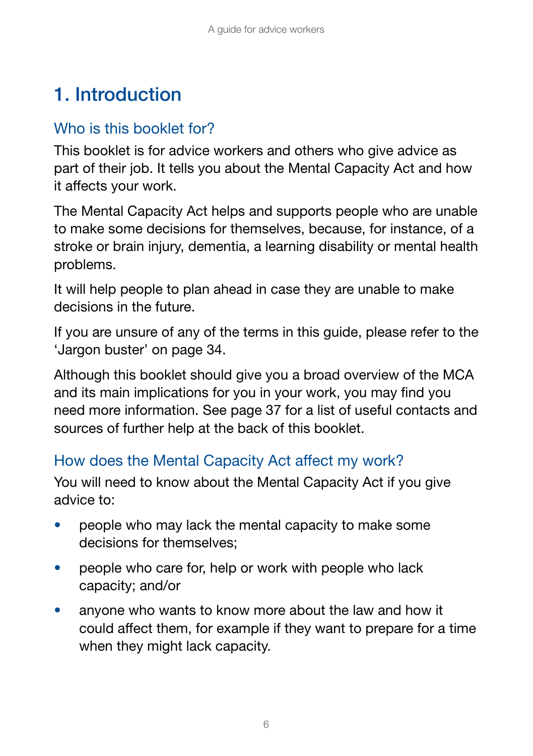# 1. Introduction

## Who is this booklet for?

This booklet is for advice workers and others who give advice as part of their job. It tells you about the Mental Capacity Act and how it affects your work.

The Mental Capacity Act helps and supports people who are unable to make some decisions for themselves, because, for instance, of a stroke or brain injury, dementia, a learning disability or mental health problems.

It will help people to plan ahead in case they are unable to make decisions in the future.

If you are unsure of any of the terms in this guide, please refer to the 'Jargon buster' on page 34.

Although this booklet should give you a broad overview of the MCA and its main implications for you in your work, you may find you need more information. See page 37 for a list of useful contacts and sources of further help at the back of this booklet.

## How does the Mental Capacity Act affect my work?

You will need to know about the Mental Capacity Act if you give advice to:

- people who may lack the mental capacity to make some decisions for themselves;
- people who care for, help or work with people who lack capacity; and/or
- anyone who wants to know more about the law and how it could affect them, for example if they want to prepare for a time when they might lack capacity.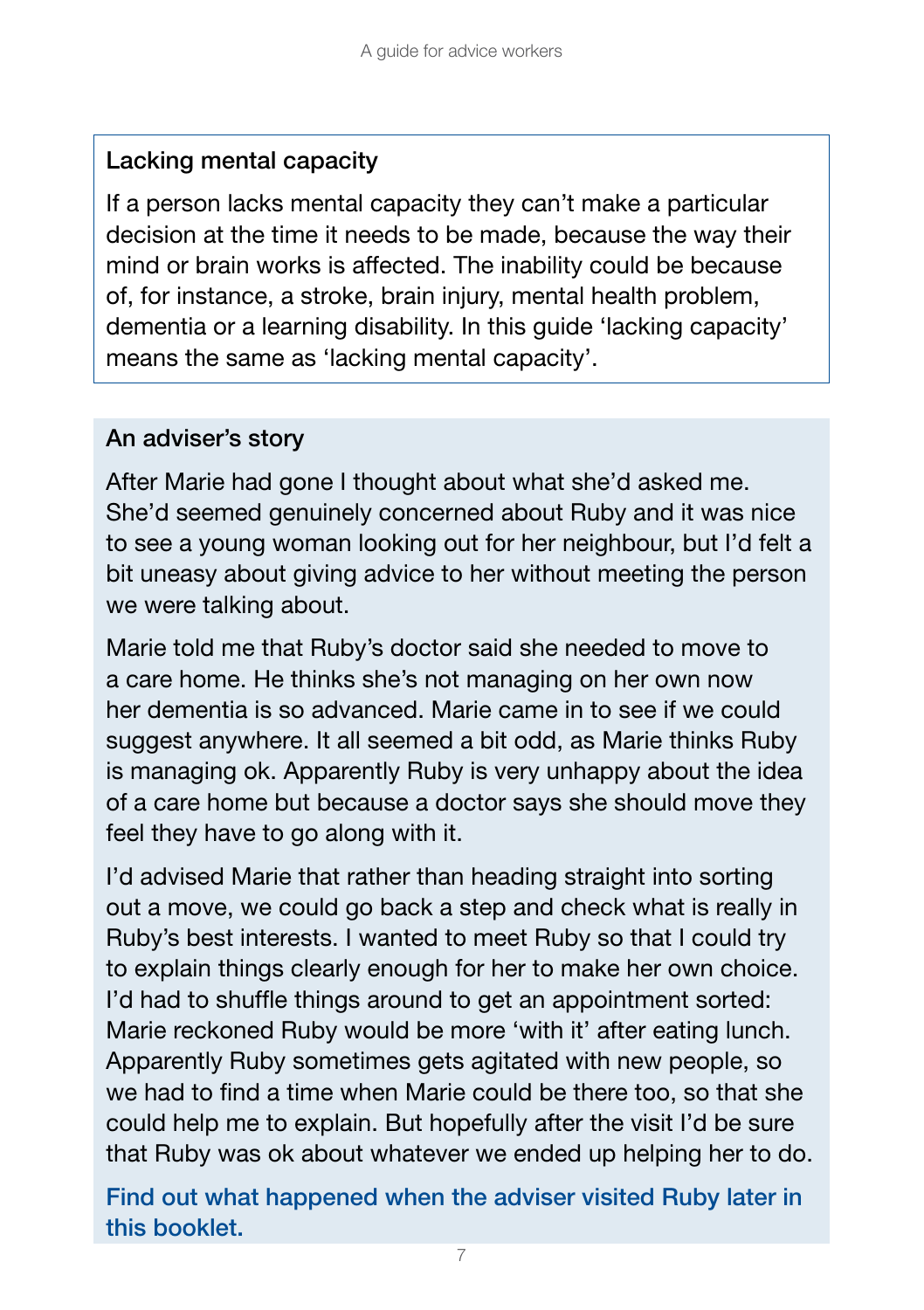### Lacking mental capacity

If a person lacks mental capacity they can't make a particular decision at the time it needs to be made, because the way their mind or brain works is affected. The inability could be because of, for instance, a stroke, brain injury, mental health problem, dementia or a learning disability. In this guide 'lacking capacity' means the same as 'lacking mental capacity'.

### An adviser's story

After Marie had gone I thought about what she'd asked me. She'd seemed genuinely concerned about Ruby and it was nice to see a young woman looking out for her neighbour, but I'd felt a bit uneasy about giving advice to her without meeting the person we were talking about.

Marie told me that Ruby's doctor said she needed to move to a care home. He thinks she's not managing on her own now her dementia is so advanced. Marie came in to see if we could suggest anywhere. It all seemed a bit odd, as Marie thinks Ruby is managing ok. Apparently Ruby is very unhappy about the idea of a care home but because a doctor says she should move they feel they have to go along with it.

I'd advised Marie that rather than heading straight into sorting out a move, we could go back a step and check what is really in Ruby's best interests. I wanted to meet Ruby so that I could try to explain things clearly enough for her to make her own choice. I'd had to shuffle things around to get an appointment sorted: Marie reckoned Ruby would be more 'with it' after eating lunch. Apparently Ruby sometimes gets agitated with new people, so we had to find a time when Marie could be there too, so that she could help me to explain. But hopefully after the visit I'd be sure that Ruby was ok about whatever we ended up helping her to do.

**Find out what happened when the adviser visited Ruby later in this booklet.**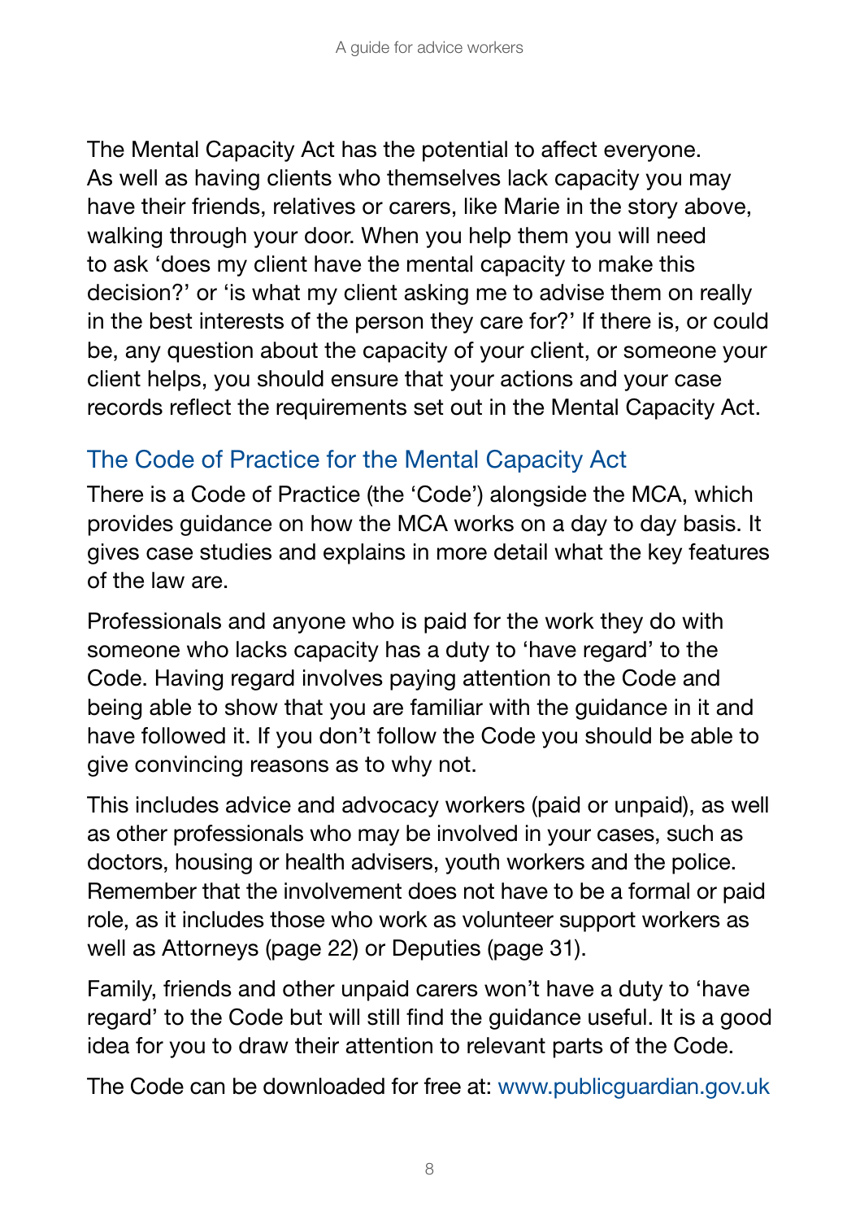The Mental Capacity Act has the potential to affect everyone. As well as having clients who themselves lack capacity you may have their friends, relatives or carers, like Marie in the story above, walking through your door. When you help them you will need to ask 'does my client have the mental capacity to make this decision?' or 'is what my client asking me to advise them on really in the best interests of the person they care for?' If there is, or could be, any question about the capacity of your client, or someone your client helps, you should ensure that your actions and your case records reflect the requirements set out in the Mental Capacity Act.

## The Code of Practice for the Mental Capacity Act

There is a Code of Practice (the 'Code') alongside the MCA, which provides guidance on how the MCA works on a day to day basis. It gives case studies and explains in more detail what the key features of the law are.

Professionals and anyone who is paid for the work they do with someone who lacks capacity has a duty to 'have regard' to the Code. Having regard involves paying attention to the Code and being able to show that you are familiar with the guidance in it and have followed it. If you don't follow the Code you should be able to give convincing reasons as to why not.

This includes advice and advocacy workers (paid or unpaid), as well as other professionals who may be involved in your cases, such as doctors, housing or health advisers, youth workers and the police. Remember that the involvement does not have to be a formal or paid role, as it includes those who work as volunteer support workers as well as Attorneys (page 22) or Deputies (page 31).

Family, friends and other unpaid carers won't have a duty to 'have regard' to the Code but will still find the guidance useful. It is a good idea for you to draw their attention to relevant parts of the Code.

The Code can be downloaded for free at: www.publicguardian.gov.uk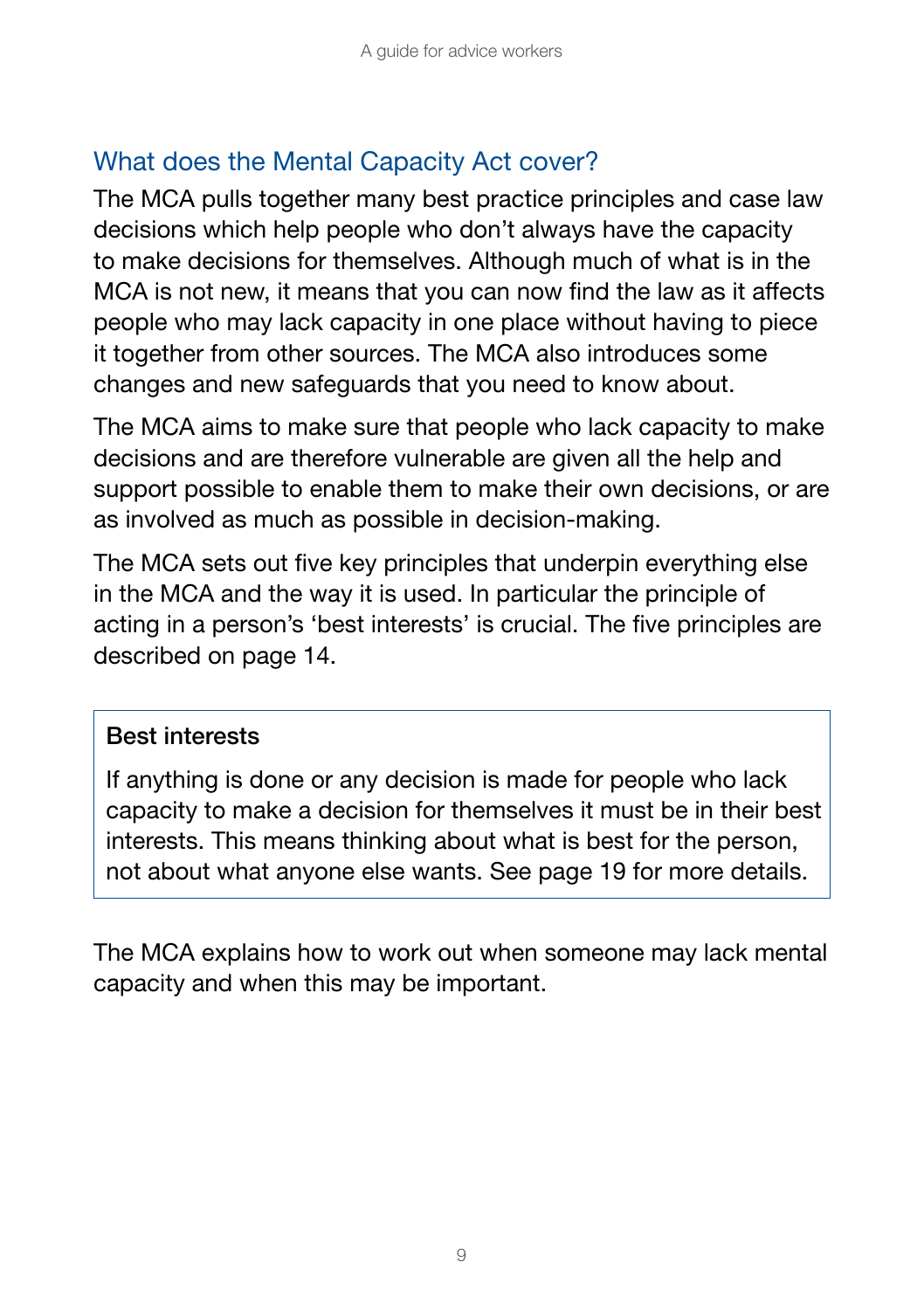## What does the Mental Capacity Act cover?

The MCA pulls together many best practice principles and case law decisions which help people who don't always have the capacity to make decisions for themselves. Although much of what is in the MCA is not new, it means that you can now find the law as it affects people who may lack capacity in one place without having to piece it together from other sources. The MCA also introduces some changes and new safeguards that you need to know about.

The MCA aims to make sure that people who lack capacity to make decisions and are therefore vulnerable are given all the help and support possible to enable them to make their own decisions, or are as involved as much as possible in decision-making.

The MCA sets out five key principles that underpin everything else in the MCA and the way it is used. In particular the principle of acting in a person's 'best interests' is crucial. The five principles are described on page 14.

> **Best interests**
>
> If anything is done or any decision is made for people who lack capacity to make a decision for themselves it must be in their best interests. This means thinking about what is best for the person, not about what anyone else wants. See page 19 for more details.

The MCA explains how to work out when someone may lack mental capacity and when this may be important.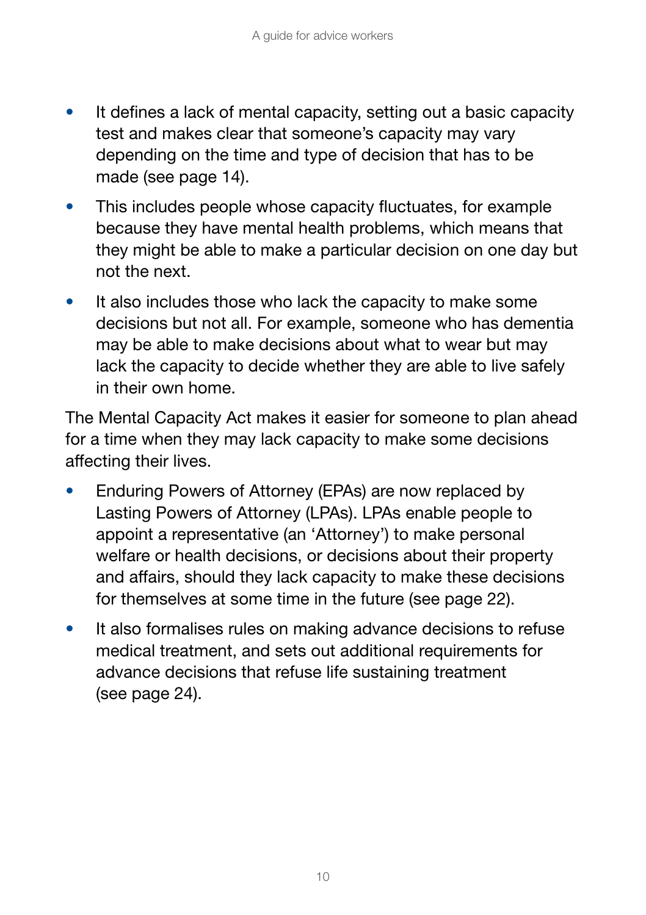- It defines a lack of mental capacity, setting out a basic capacity test and makes clear that someone's capacity may vary depending on the time and type of decision that has to be made (see page 14).
- This includes people whose capacity fluctuates, for example because they have mental health problems, which means that they might be able to make a particular decision on one day but not the next.
- It also includes those who lack the capacity to make some decisions but not all. For example, someone who has dementia may be able to make decisions about what to wear but may lack the capacity to decide whether they are able to live safely in their own home.

The Mental Capacity Act makes it easier for someone to plan ahead for a time when they may lack capacity to make some decisions affecting their lives.

- Enduring Powers of Attorney (EPAs) are now replaced by Lasting Powers of Attorney (LPAs). LPAs enable people to appoint a representative (an 'Attorney') to make personal welfare or health decisions, or decisions about their property and affairs, should they lack capacity to make these decisions for themselves at some time in the future (see page 22).
- It also formalises rules on making advance decisions to refuse medical treatment, and sets out additional requirements for advance decisions that refuse life sustaining treatment (see page 24).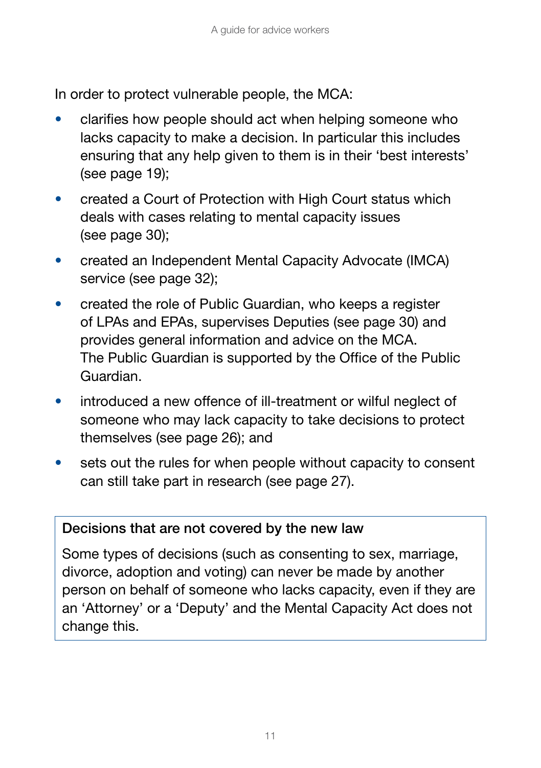In order to protect vulnerable people, the MCA:

- clarifies how people should act when helping someone who lacks capacity to make a decision. In particular this includes ensuring that any help given to them is in their 'best interests' (see page 19);
- created a Court of Protection with High Court status which deals with cases relating to mental capacity issues (see page 30);
- created an Independent Mental Capacity Advocate (IMCA) service (see page 32);
- created the role of Public Guardian, who keeps a register of LPAs and EPAs, supervises Deputies (see page 30) and provides general information and advice on the MCA. The Public Guardian is supported by the Office of the Public Guardian.
- introduced a new offence of ill-treatment or wilful neglect of someone who may lack capacity to take decisions to protect themselves (see page 26); and
- sets out the rules for when people without capacity to consent can still take part in research (see page 27).

**Decisions that are not covered by the new law**

Some types of decisions (such as consenting to sex, marriage, divorce, adoption and voting) can never be made by another person on behalf of someone who lacks capacity, even if they are an 'Attorney' or a 'Deputy' and the Mental Capacity Act does not change this.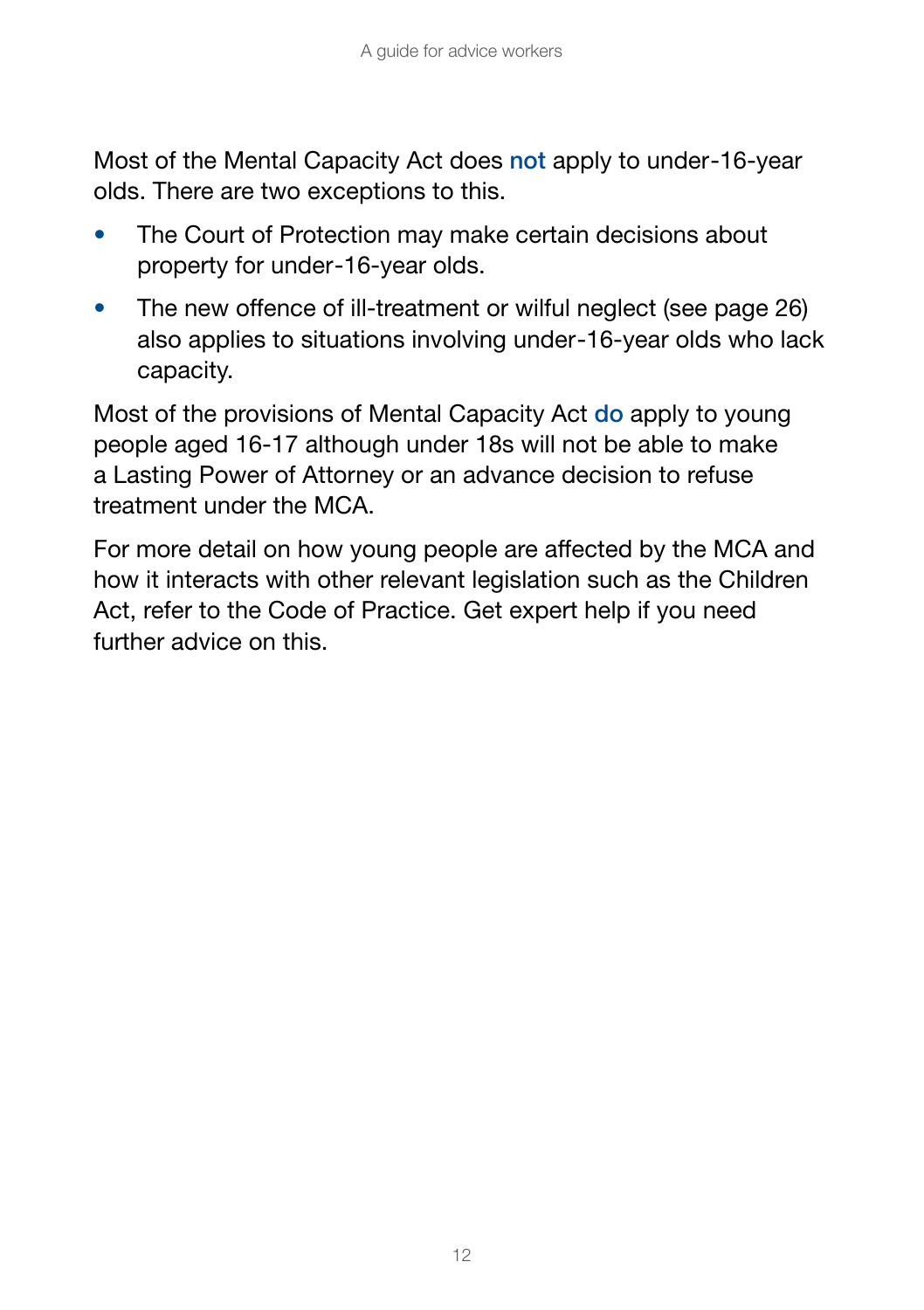Most of the Mental Capacity Act does **not** apply to under-16-year olds. There are two exceptions to this.

- The Court of Protection may make certain decisions about property for under-16-year olds.
- The new offence of ill-treatment or wilful neglect (see page 26) also applies to situations involving under-16-year olds who lack capacity.

Most of the provisions of Mental Capacity Act **do** apply to young people aged 16-17 although under 18s will not be able to make a Lasting Power of Attorney or an advance decision to refuse treatment under the MCA.

For more detail on how young people are affected by the MCA and how it interacts with other relevant legislation such as the Children Act, refer to the Code of Practice. Get expert help if you need further advice on this.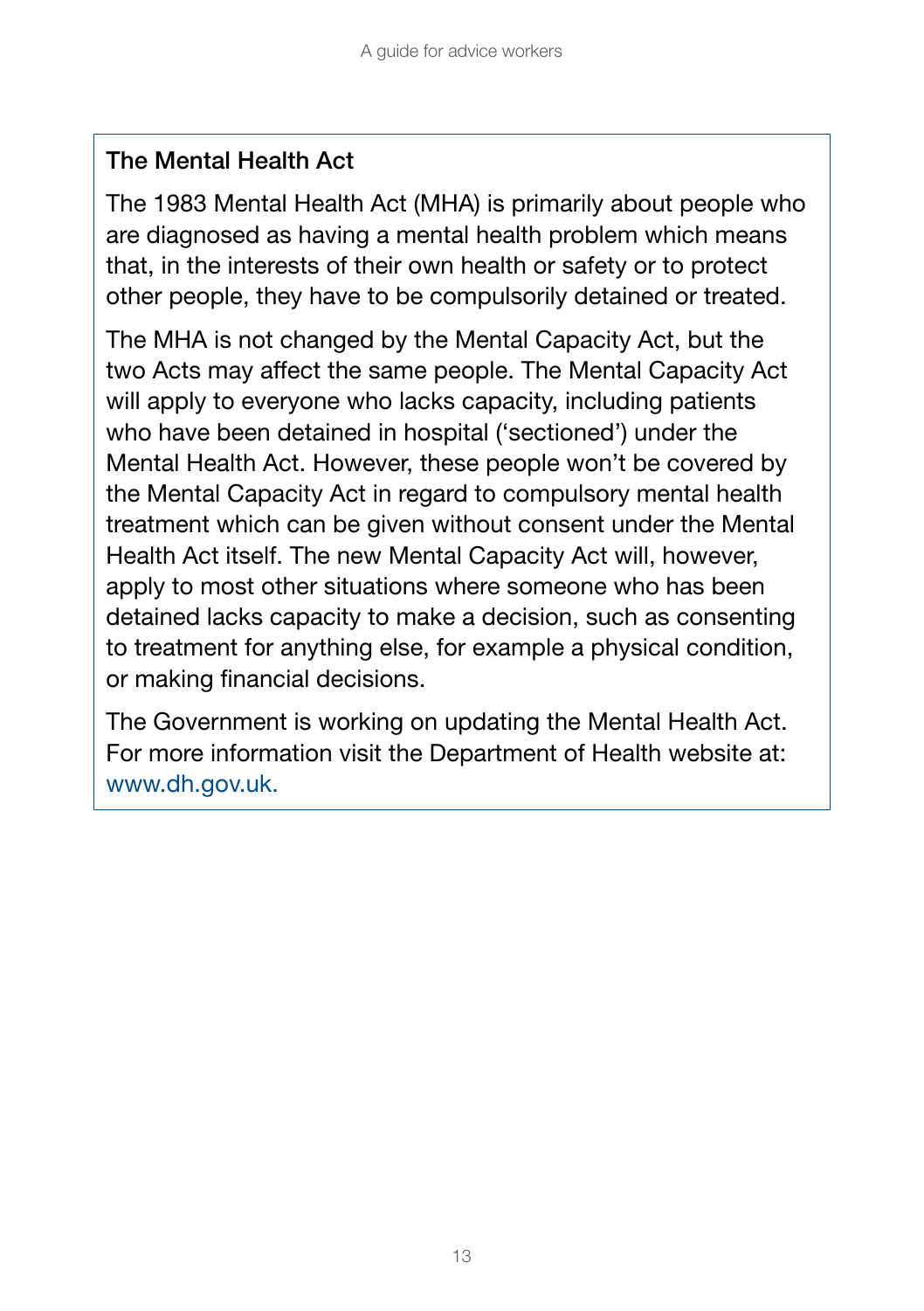### The Mental Health Act

The 1983 Mental Health Act (MHA) is primarily about people who are diagnosed as having a mental health problem which means that, in the interests of their own health or safety or to protect other people, they have to be compulsorily detained or treated.

The MHA is not changed by the Mental Capacity Act, but the two Acts may affect the same people. The Mental Capacity Act will apply to everyone who lacks capacity, including patients who have been detained in hospital ('sectioned') under the Mental Health Act. However, these people won't be covered by the Mental Capacity Act in regard to compulsory mental health treatment which can be given without consent under the Mental Health Act itself. The new Mental Capacity Act will, however, apply to most other situations where someone who has been detained lacks capacity to make a decision, such as consenting to treatment for anything else, for example a physical condition, or making financial decisions.

The Government is working on updating the Mental Health Act. For more information visit the Department of Health website at: www.dh.gov.uk.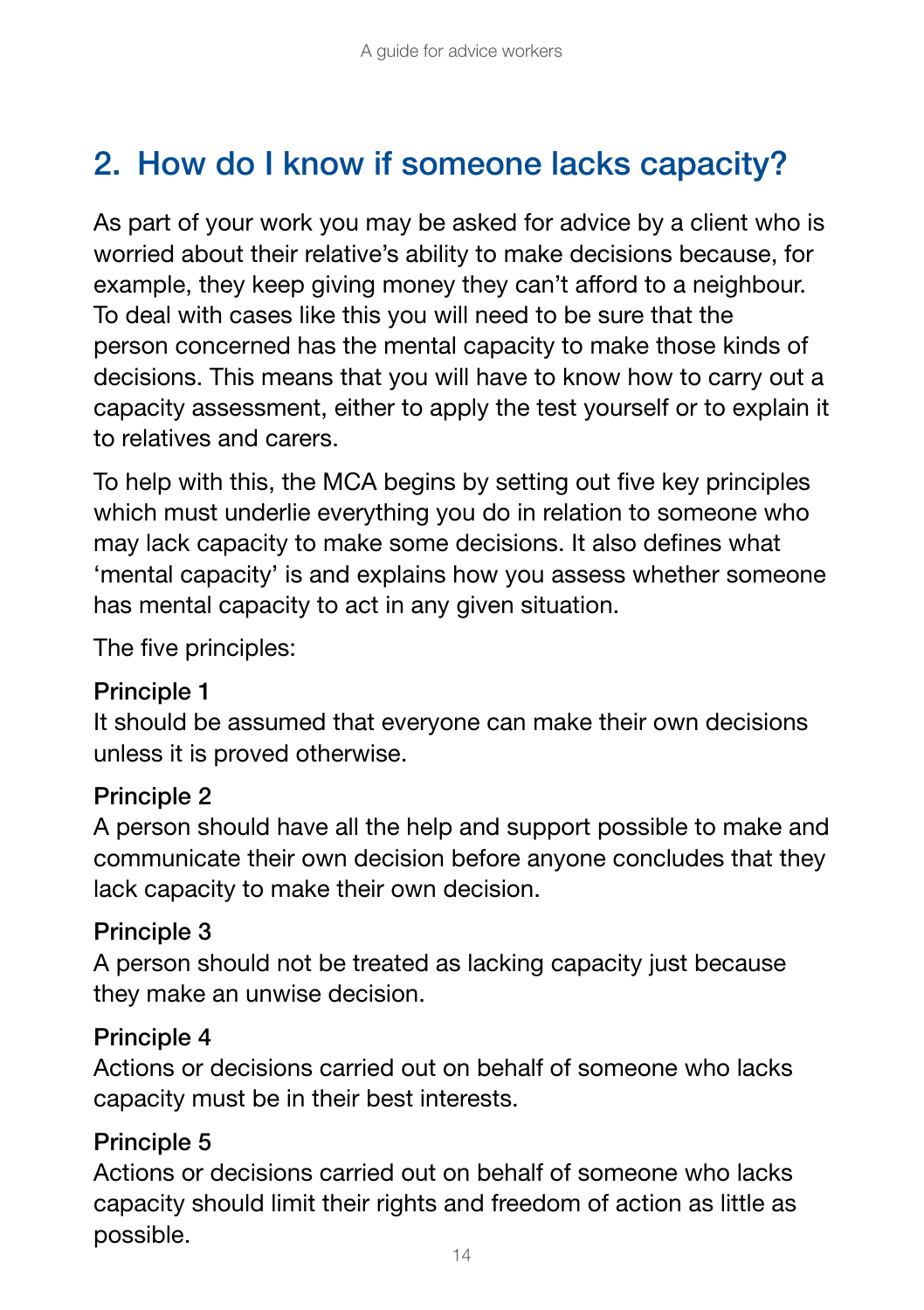## 2. How do I know if someone lacks capacity?

As part of your work you may be asked for advice by a client who is worried about their relative's ability to make decisions because, for example, they keep giving money they can't afford to a neighbour. To deal with cases like this you will need to be sure that the person concerned has the mental capacity to make those kinds of decisions. This means that you will have to know how to carry out a capacity assessment, either to apply the test yourself or to explain it to relatives and carers.

To help with this, the MCA begins by setting out five key principles which must underlie everything you do in relation to someone who may lack capacity to make some decisions. It also defines what 'mental capacity' is and explains how you assess whether someone has mental capacity to act in any given situation.

The five principles:

**Principle 1**
It should be assumed that everyone can make their own decisions unless it is proved otherwise.

**Principle 2**
A person should have all the help and support possible to make and communicate their own decision before anyone concludes that they lack capacity to make their own decision.

**Principle 3**
A person should not be treated as lacking capacity just because they make an unwise decision.

**Principle 4**
Actions or decisions carried out on behalf of someone who lacks capacity must be in their best interests.

**Principle 5**
Actions or decisions carried out on behalf of someone who lacks capacity should limit their rights and freedom of action as little as possible.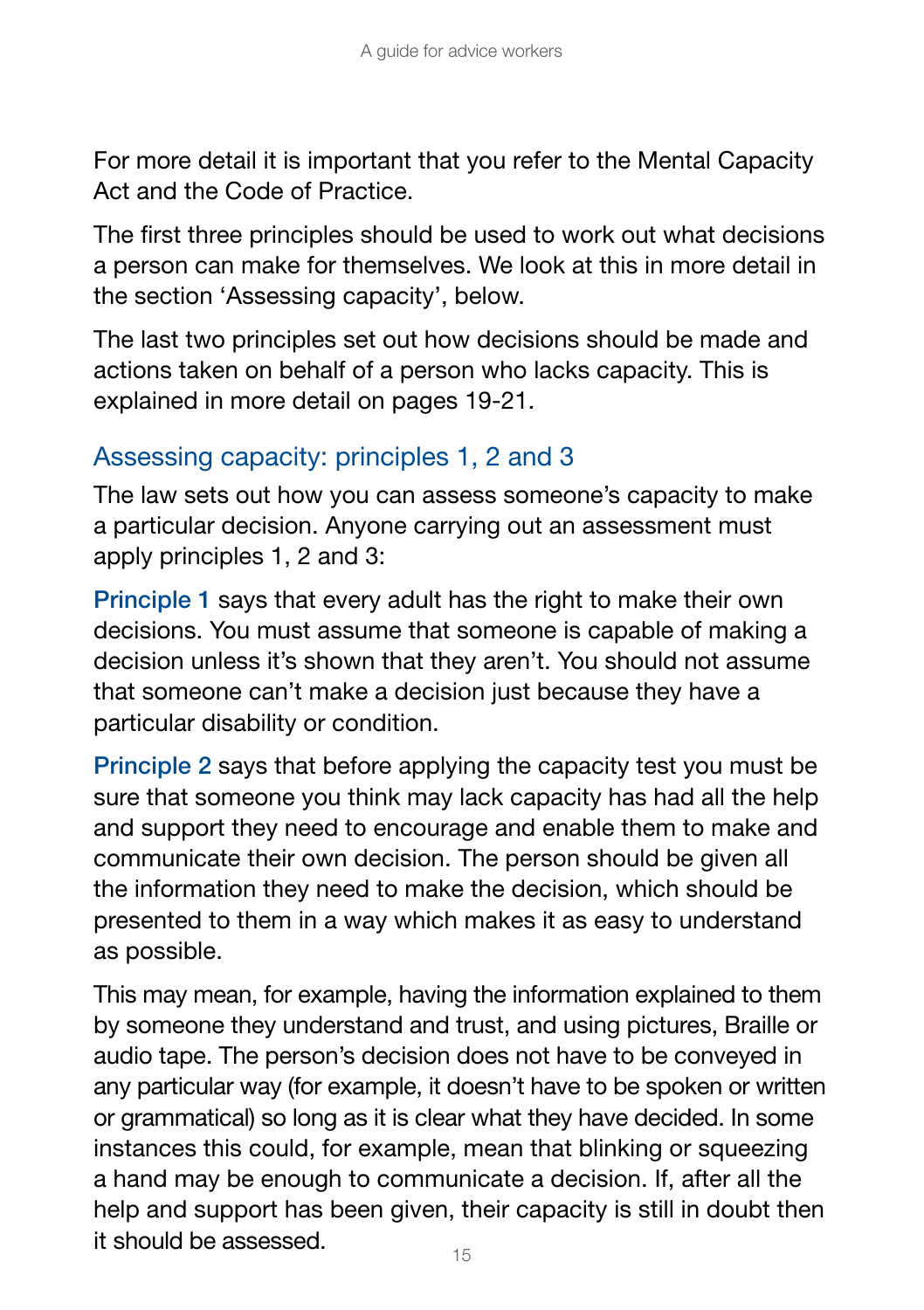For more detail it is important that you refer to the Mental Capacity Act and the Code of Practice.

The first three principles should be used to work out what decisions a person can make for themselves. We look at this in more detail in the section 'Assessing capacity', below.

The last two principles set out how decisions should be made and actions taken on behalf of a person who lacks capacity. This is explained in more detail on pages 19-21.

## Assessing capacity: principles 1, 2 and 3

The law sets out how you can assess someone's capacity to make a particular decision. Anyone carrying out an assessment must apply principles 1, 2 and 3:

**Principle 1** says that every adult has the right to make their own decisions. You must assume that someone is capable of making a decision unless it's shown that they aren't. You should not assume that someone can't make a decision just because they have a particular disability or condition.

**Principle 2** says that before applying the capacity test you must be sure that someone you think may lack capacity has had all the help and support they need to encourage and enable them to make and communicate their own decision. The person should be given all the information they need to make the decision, which should be presented to them in a way which makes it as easy to understand as possible.

This may mean, for example, having the information explained to them by someone they understand and trust, and using pictures, Braille or audio tape. The person's decision does not have to be conveyed in any particular way (for example, it doesn't have to be spoken or written or grammatical) so long as it is clear what they have decided. In some instances this could, for example, mean that blinking or squeezing a hand may be enough to communicate a decision. If, after all the help and support has been given, their capacity is still in doubt then it should be assessed.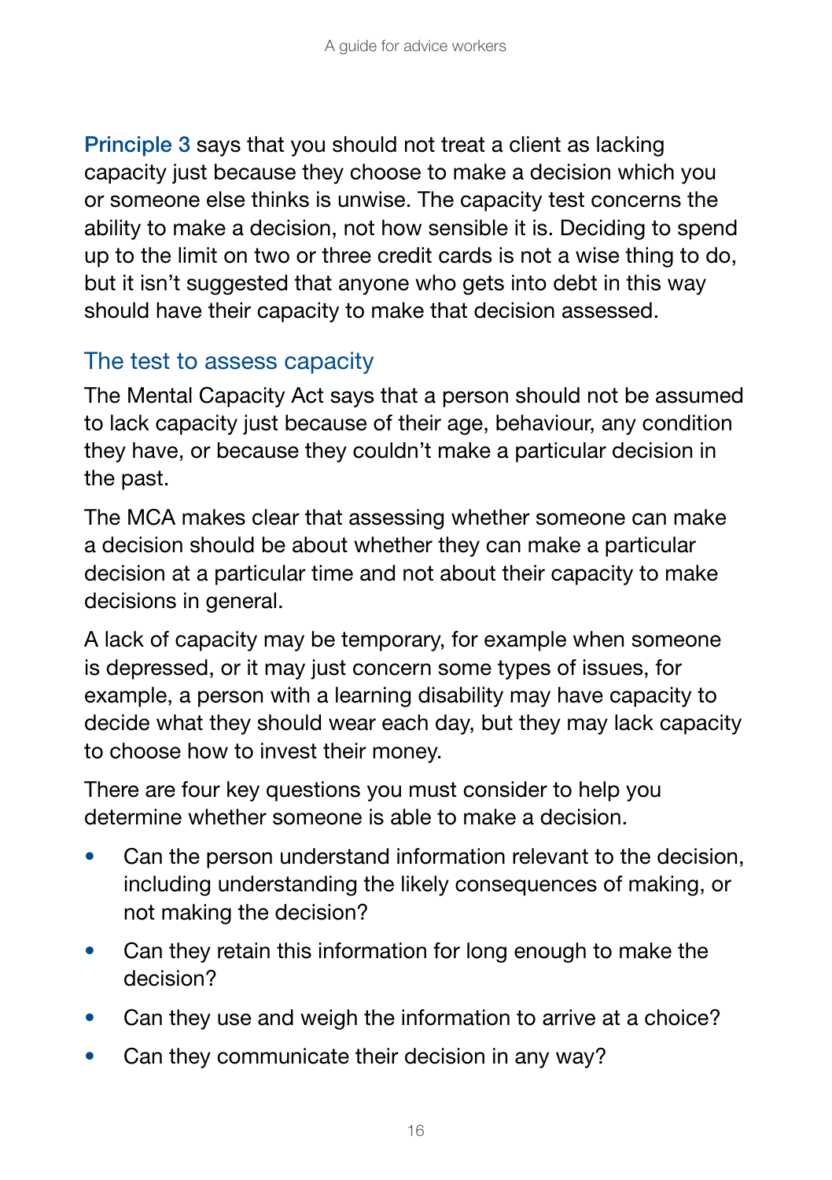**Principle 3** says that you should not treat a client as lacking capacity just because they choose to make a decision which you or someone else thinks is unwise. The capacity test concerns the ability to make a decision, not how sensible it is. Deciding to spend up to the limit on two or three credit cards is not a wise thing to do, but it isn't suggested that anyone who gets into debt in this way should have their capacity to make that decision assessed.

## The test to assess capacity

The Mental Capacity Act says that a person should not be assumed to lack capacity just because of their age, behaviour, any condition they have, or because they couldn't make a particular decision in the past.

The MCA makes clear that assessing whether someone can make a decision should be about whether they can make a particular decision at a particular time and not about their capacity to make decisions in general.

A lack of capacity may be temporary, for example when someone is depressed, or it may just concern some types of issues, for example, a person with a learning disability may have capacity to decide what they should wear each day, but they may lack capacity to choose how to invest their money.

There are four key questions you must consider to help you determine whether someone is able to make a decision.

- Can the person understand information relevant to the decision, including understanding the likely consequences of making, or not making the decision?
- Can they retain this information for long enough to make the decision?
- Can they use and weigh the information to arrive at a choice?
- Can they communicate their decision in any way?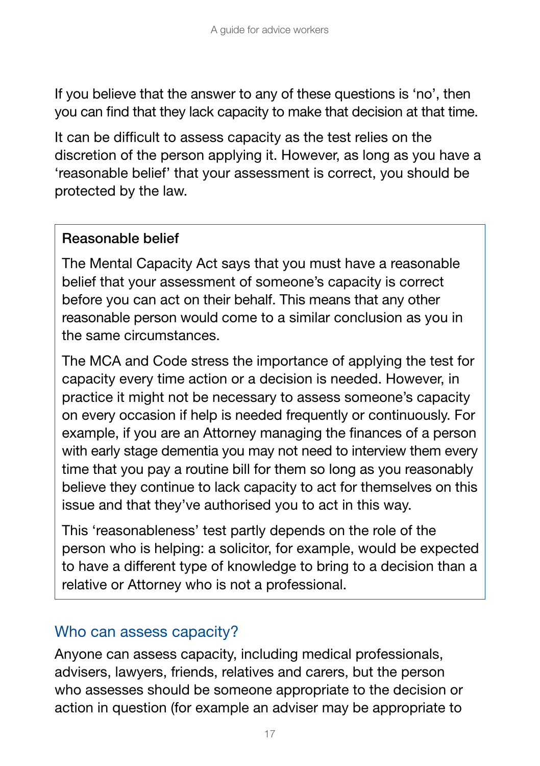If you believe that the answer to any of these questions is 'no', then you can find that they lack capacity to make that decision at that time.

It can be difficult to assess capacity as the test relies on the discretion of the person applying it. However, as long as you have a 'reasonable belief' that your assessment is correct, you should be protected by the law.

> **Reasonable belief**
>
> The Mental Capacity Act says that you must have a reasonable belief that your assessment of someone's capacity is correct before you can act on their behalf. This means that any other reasonable person would come to a similar conclusion as you in the same circumstances.
>
> The MCA and Code stress the importance of applying the test for capacity every time action or a decision is needed. However, in practice it might not be necessary to assess someone's capacity on every occasion if help is needed frequently or continuously. For example, if you are an Attorney managing the finances of a person with early stage dementia you may not need to interview them every time that you pay a routine bill for them so long as you reasonably believe they continue to lack capacity to act for themselves on this issue and that they've authorised you to act in this way.
>
> This 'reasonableness' test partly depends on the role of the person who is helping: a solicitor, for example, would be expected to have a different type of knowledge to bring to a decision than a relative or Attorney who is not a professional.

## Who can assess capacity?

Anyone can assess capacity, including medical professionals, advisers, lawyers, friends, relatives and carers, but the person who assesses should be someone appropriate to the decision or action in question (for example an adviser may be appropriate to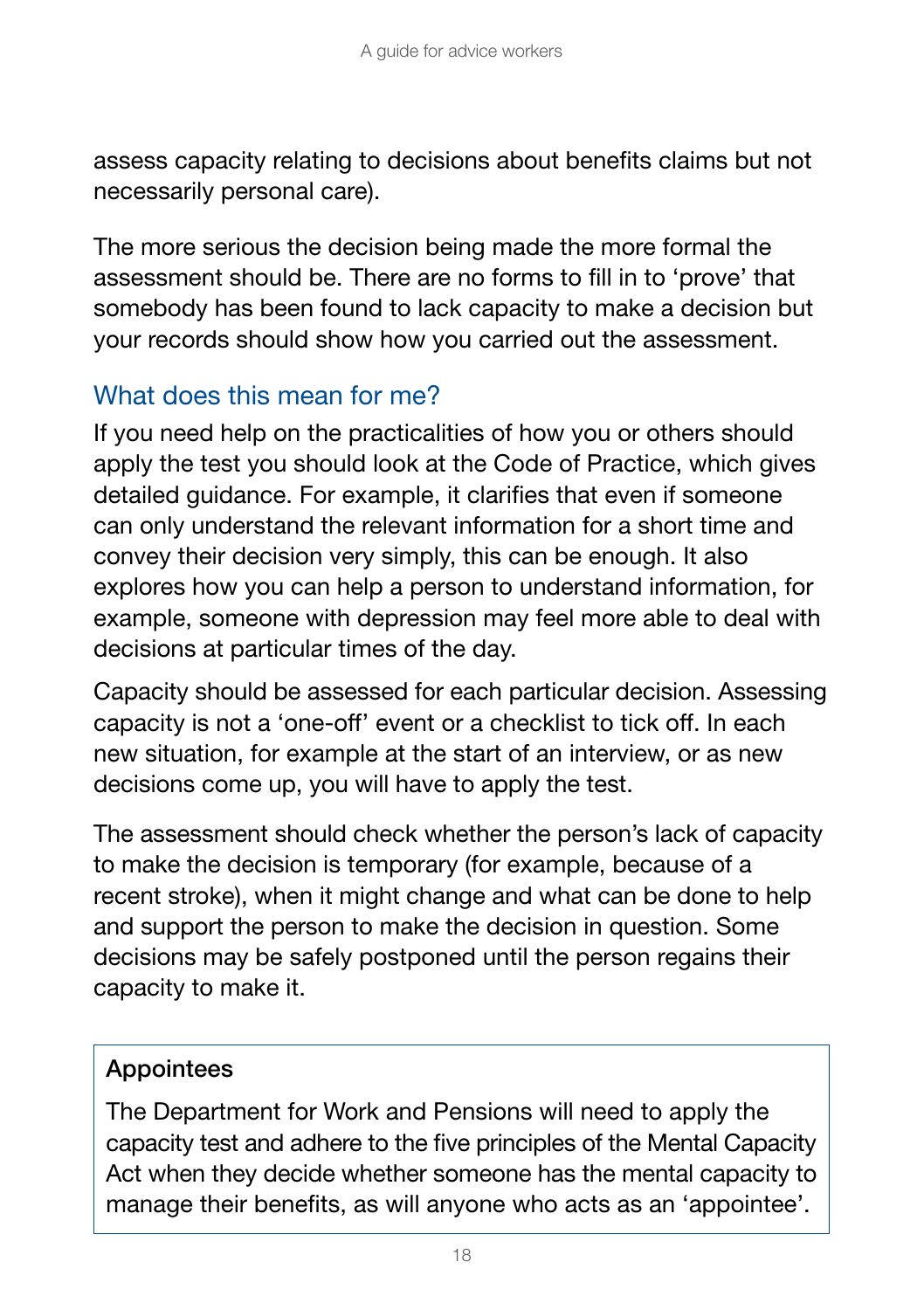assess capacity relating to decisions about benefits claims but not necessarily personal care).

The more serious the decision being made the more formal the assessment should be. There are no forms to fill in to 'prove' that somebody has been found to lack capacity to make a decision but your records should show how you carried out the assessment.

## What does this mean for me?

If you need help on the practicalities of how you or others should apply the test you should look at the Code of Practice, which gives detailed guidance. For example, it clarifies that even if someone can only understand the relevant information for a short time and convey their decision very simply, this can be enough. It also explores how you can help a person to understand information, for example, someone with depression may feel more able to deal with decisions at particular times of the day.

Capacity should be assessed for each particular decision. Assessing capacity is not a 'one-off' event or a checklist to tick off. In each new situation, for example at the start of an interview, or as new decisions come up, you will have to apply the test.

The assessment should check whether the person's lack of capacity to make the decision is temporary (for example, because of a recent stroke), when it might change and what can be done to help and support the person to make the decision in question. Some decisions may be safely postponed until the person regains their capacity to make it.

**Appointees**

The Department for Work and Pensions will need to apply the capacity test and adhere to the five principles of the Mental Capacity Act when they decide whether someone has the mental capacity to manage their benefits, as will anyone who acts as an 'appointee'.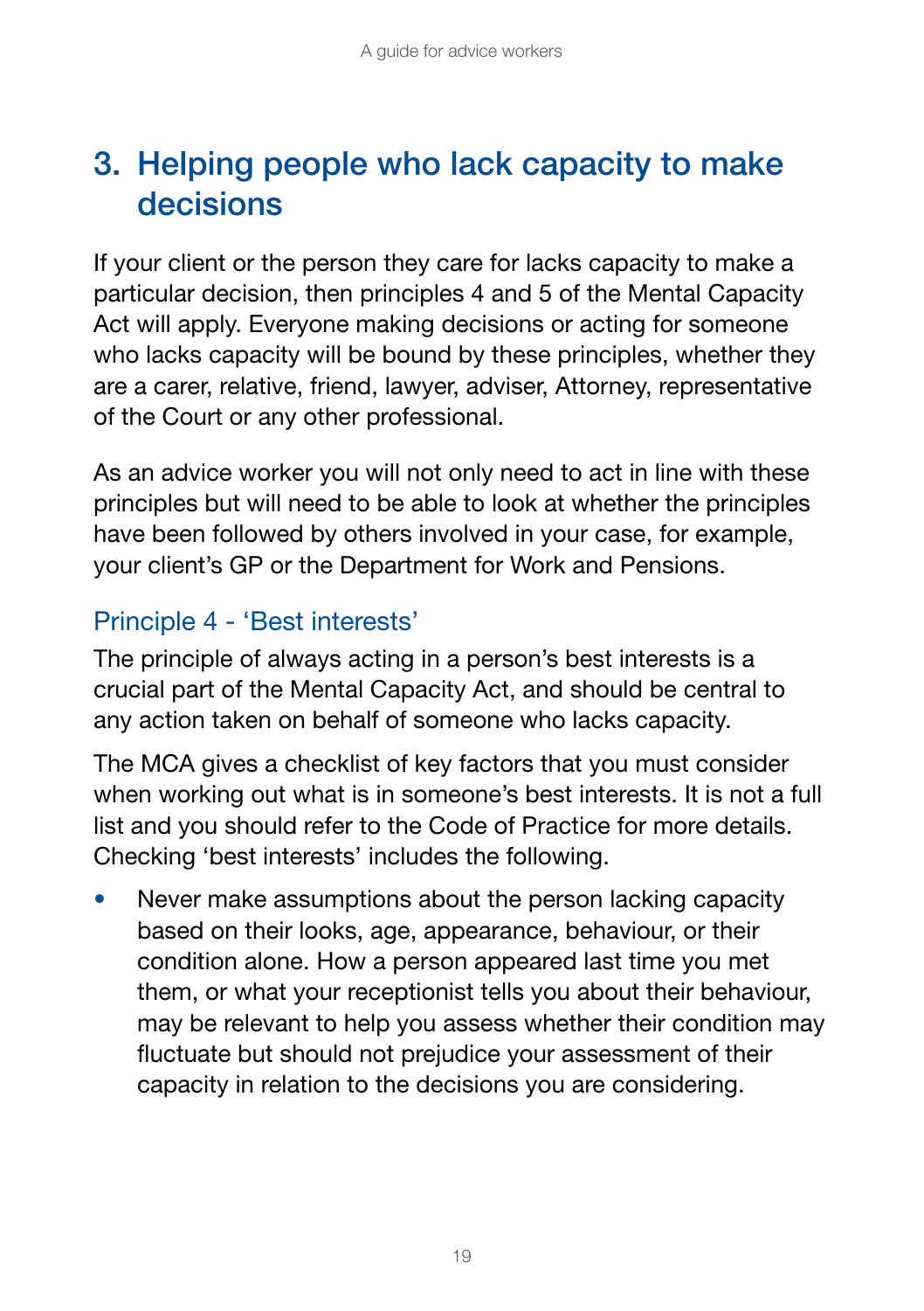## 3. Helping people who lack capacity to make decisions

If your client or the person they care for lacks capacity to make a particular decision, then principles 4 and 5 of the Mental Capacity Act will apply. Everyone making decisions or acting for someone who lacks capacity will be bound by these principles, whether they are a carer, relative, friend, lawyer, adviser, Attorney, representative of the Court or any other professional.

As an advice worker you will not only need to act in line with these principles but will need to be able to look at whether the principles have been followed by others involved in your case, for example, your client's GP or the Department for Work and Pensions.

### Principle 4 - 'Best interests'

The principle of always acting in a person's best interests is a crucial part of the Mental Capacity Act, and should be central to any action taken on behalf of someone who lacks capacity.

The MCA gives a checklist of key factors that you must consider when working out what is in someone's best interests. It is not a full list and you should refer to the Code of Practice for more details. Checking 'best interests' includes the following.

- Never make assumptions about the person lacking capacity based on their looks, age, appearance, behaviour, or their condition alone. How a person appeared last time you met them, or what your receptionist tells you about their behaviour, may be relevant to help you assess whether their condition may fluctuate but should not prejudice your assessment of their capacity in relation to the decisions you are considering.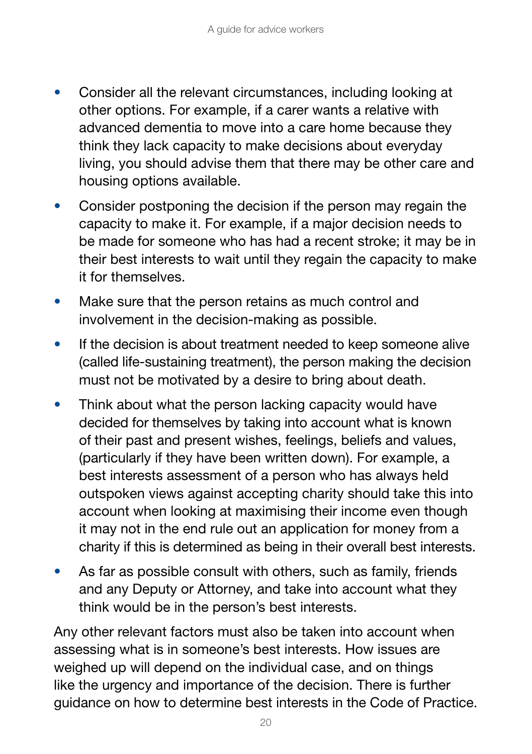- Consider all the relevant circumstances, including looking at other options. For example, if a carer wants a relative with advanced dementia to move into a care home because they think they lack capacity to make decisions about everyday living, you should advise them that there may be other care and housing options available.
- Consider postponing the decision if the person may regain the capacity to make it. For example, if a major decision needs to be made for someone who has had a recent stroke; it may be in their best interests to wait until they regain the capacity to make it for themselves.
- Make sure that the person retains as much control and involvement in the decision-making as possible.
- If the decision is about treatment needed to keep someone alive (called life-sustaining treatment), the person making the decision must not be motivated by a desire to bring about death.
- Think about what the person lacking capacity would have decided for themselves by taking into account what is known of their past and present wishes, feelings, beliefs and values, (particularly if they have been written down). For example, a best interests assessment of a person who has always held outspoken views against accepting charity should take this into account when looking at maximising their income even though it may not in the end rule out an application for money from a charity if this is determined as being in their overall best interests.
- As far as possible consult with others, such as family, friends and any Deputy or Attorney, and take into account what they think would be in the person's best interests.

Any other relevant factors must also be taken into account when assessing what is in someone's best interests. How issues are weighed up will depend on the individual case, and on things like the urgency and importance of the decision. There is further guidance on how to determine best interests in the Code of Practice.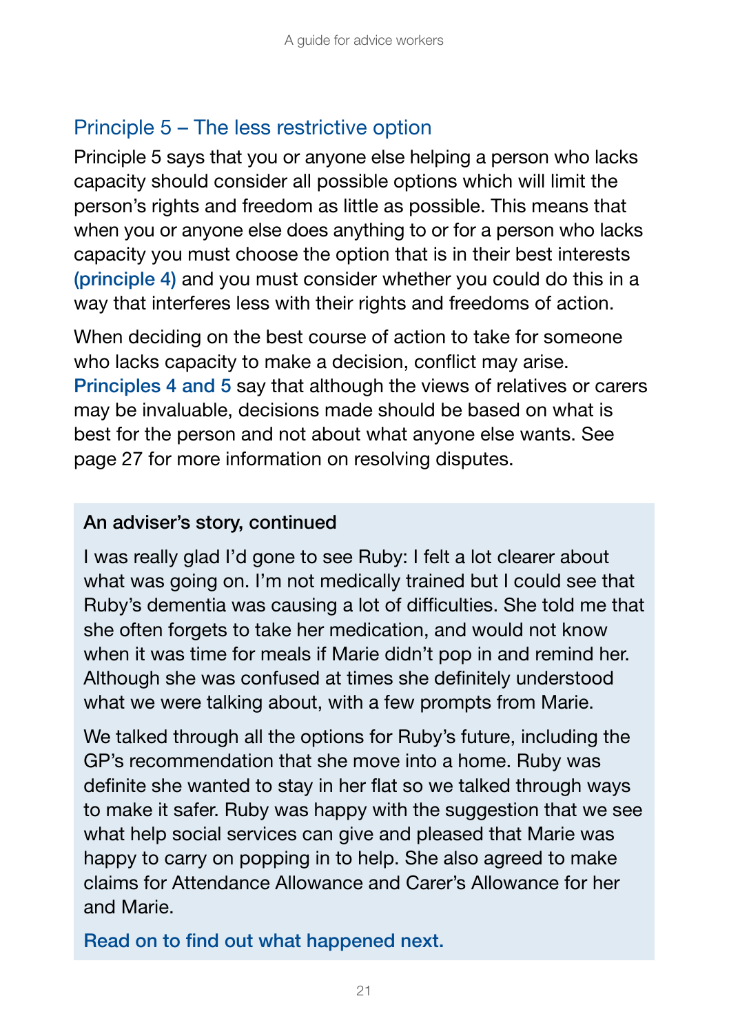## Principle 5 – The less restrictive option

Principle 5 says that you or anyone else helping a person who lacks capacity should consider all possible options which will limit the person's rights and freedom as little as possible. This means that when you or anyone else does anything to or for a person who lacks capacity you must choose the option that is in their best interests **(principle 4)** and you must consider whether you could do this in a way that interferes less with their rights and freedoms of action.

When deciding on the best course of action to take for someone who lacks capacity to make a decision, conflict may arise. Principles 4 and 5 say that although the views of relatives or carers may be invaluable, decisions made should be based on what is best for the person and not about what anyone else wants. See page 27 for more information on resolving disputes.

> **An adviser's story, continued**
>
> I was really glad I'd gone to see Ruby: I felt a lot clearer about what was going on. I'm not medically trained but I could see that Ruby's dementia was causing a lot of difficulties. She told me that she often forgets to take her medication, and would not know when it was time for meals if Marie didn't pop in and remind her. Although she was confused at times she definitely understood what we were talking about, with a few prompts from Marie.
>
> We talked through all the options for Ruby's future, including the GP's recommendation that she move into a home. Ruby was definite she wanted to stay in her flat so we talked through ways to make it safer. Ruby was happy with the suggestion that we see what help social services can give and pleased that Marie was happy to carry on popping in to help. She also agreed to make claims for Attendance Allowance and Carer's Allowance for her and Marie.
>
> **Read on to find out what happened next.**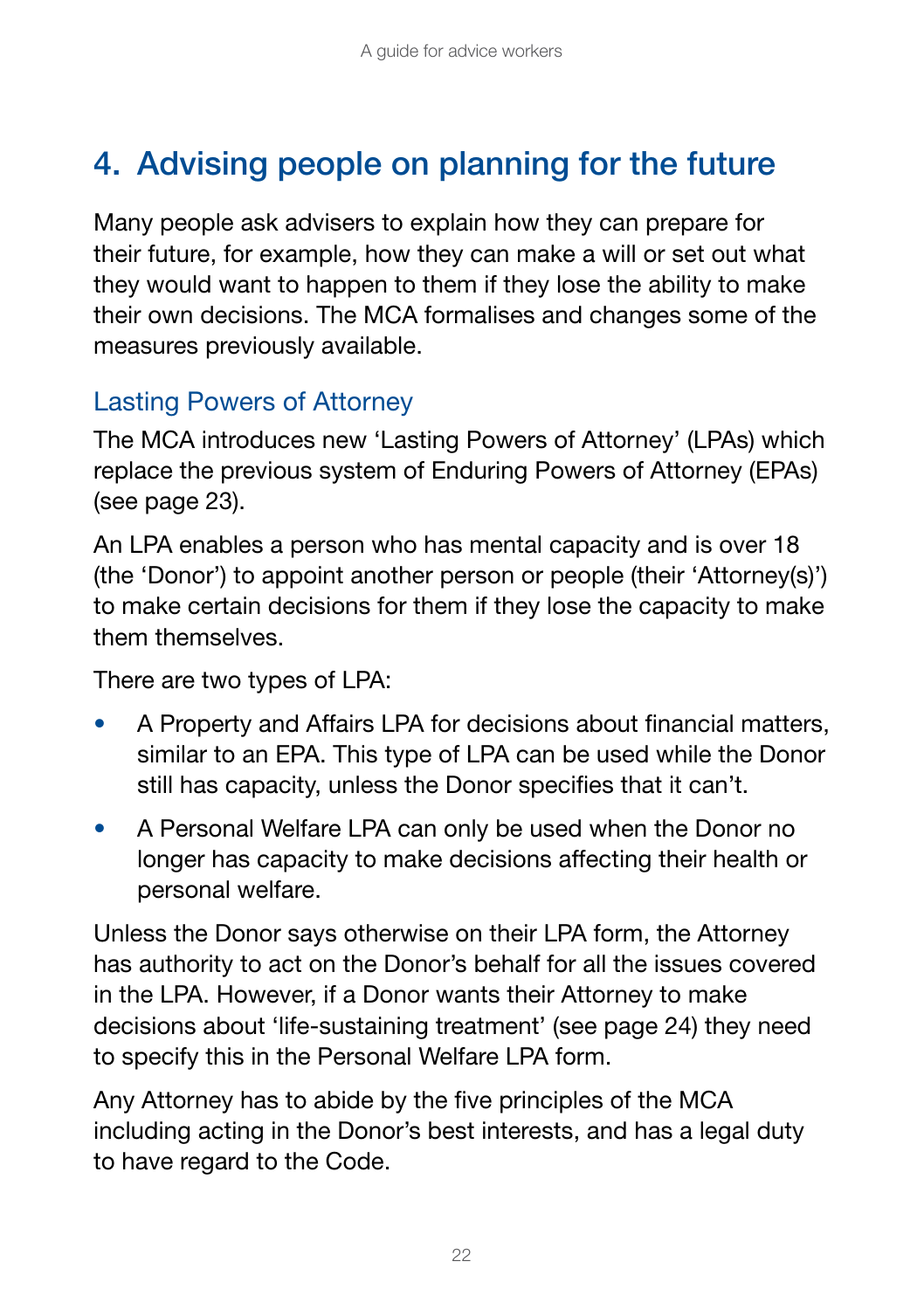# 4. Advising people on planning for the future

Many people ask advisers to explain how they can prepare for their future, for example, how they can make a will or set out what they would want to happen to them if they lose the ability to make their own decisions. The MCA formalises and changes some of the measures previously available.

## Lasting Powers of Attorney

The MCA introduces new 'Lasting Powers of Attorney' (LPAs) which replace the previous system of Enduring Powers of Attorney (EPAs) (see page 23).

An LPA enables a person who has mental capacity and is over 18 (the 'Donor') to appoint another person or people (their 'Attorney(s)') to make certain decisions for them if they lose the capacity to make them themselves.

There are two types of LPA:

- A Property and Affairs LPA for decisions about financial matters, similar to an EPA. This type of LPA can be used while the Donor still has capacity, unless the Donor specifies that it can't.
- A Personal Welfare LPA can only be used when the Donor no longer has capacity to make decisions affecting their health or personal welfare.

Unless the Donor says otherwise on their LPA form, the Attorney has authority to act on the Donor's behalf for all the issues covered in the LPA. However, if a Donor wants their Attorney to make decisions about 'life-sustaining treatment' (see page 24) they need to specify this in the Personal Welfare LPA form.

Any Attorney has to abide by the five principles of the MCA including acting in the Donor's best interests, and has a legal duty to have regard to the Code.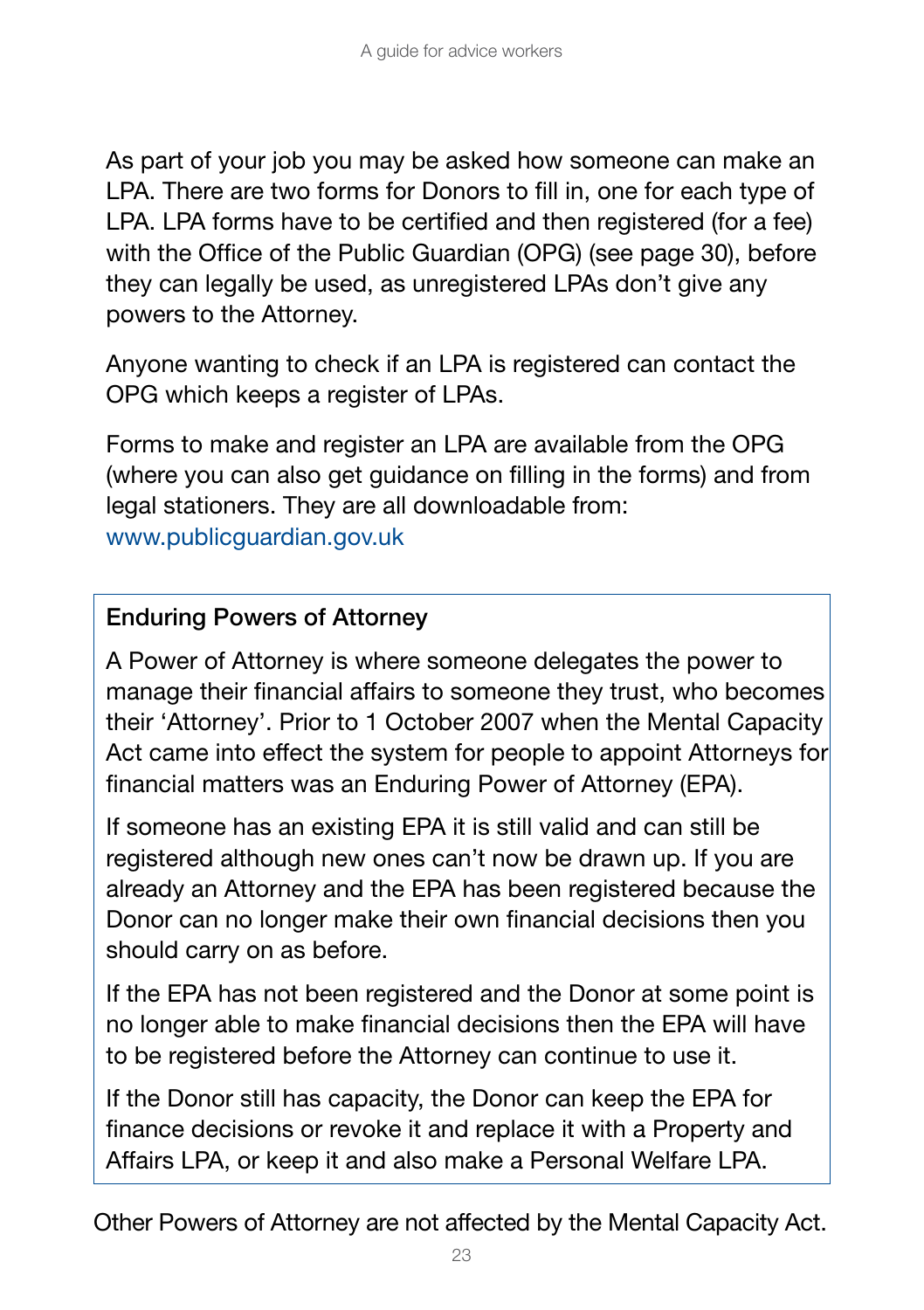As part of your job you may be asked how someone can make an LPA. There are two forms for Donors to fill in, one for each type of LPA. LPA forms have to be certified and then registered (for a fee) with the Office of the Public Guardian (OPG) (see page 30), before they can legally be used, as unregistered LPAs don't give any powers to the Attorney.

Anyone wanting to check if an LPA is registered can contact the OPG which keeps a register of LPAs.

Forms to make and register an LPA are available from the OPG (where you can also get guidance on filling in the forms) and from legal stationers. They are all downloadable from: www.publicguardian.gov.uk

### Enduring Powers of Attorney

A Power of Attorney is where someone delegates the power to manage their financial affairs to someone they trust, who becomes their 'Attorney'. Prior to 1 October 2007 when the Mental Capacity Act came into effect the system for people to appoint Attorneys for financial matters was an Enduring Power of Attorney (EPA).

If someone has an existing EPA it is still valid and can still be registered although new ones can't now be drawn up. If you are already an Attorney and the EPA has been registered because the Donor can no longer make their own financial decisions then you should carry on as before.

If the EPA has not been registered and the Donor at some point is no longer able to make financial decisions then the EPA will have to be registered before the Attorney can continue to use it.

If the Donor still has capacity, the Donor can keep the EPA for finance decisions or revoke it and replace it with a Property and Affairs LPA, or keep it and also make a Personal Welfare LPA.

Other Powers of Attorney are not affected by the Mental Capacity Act.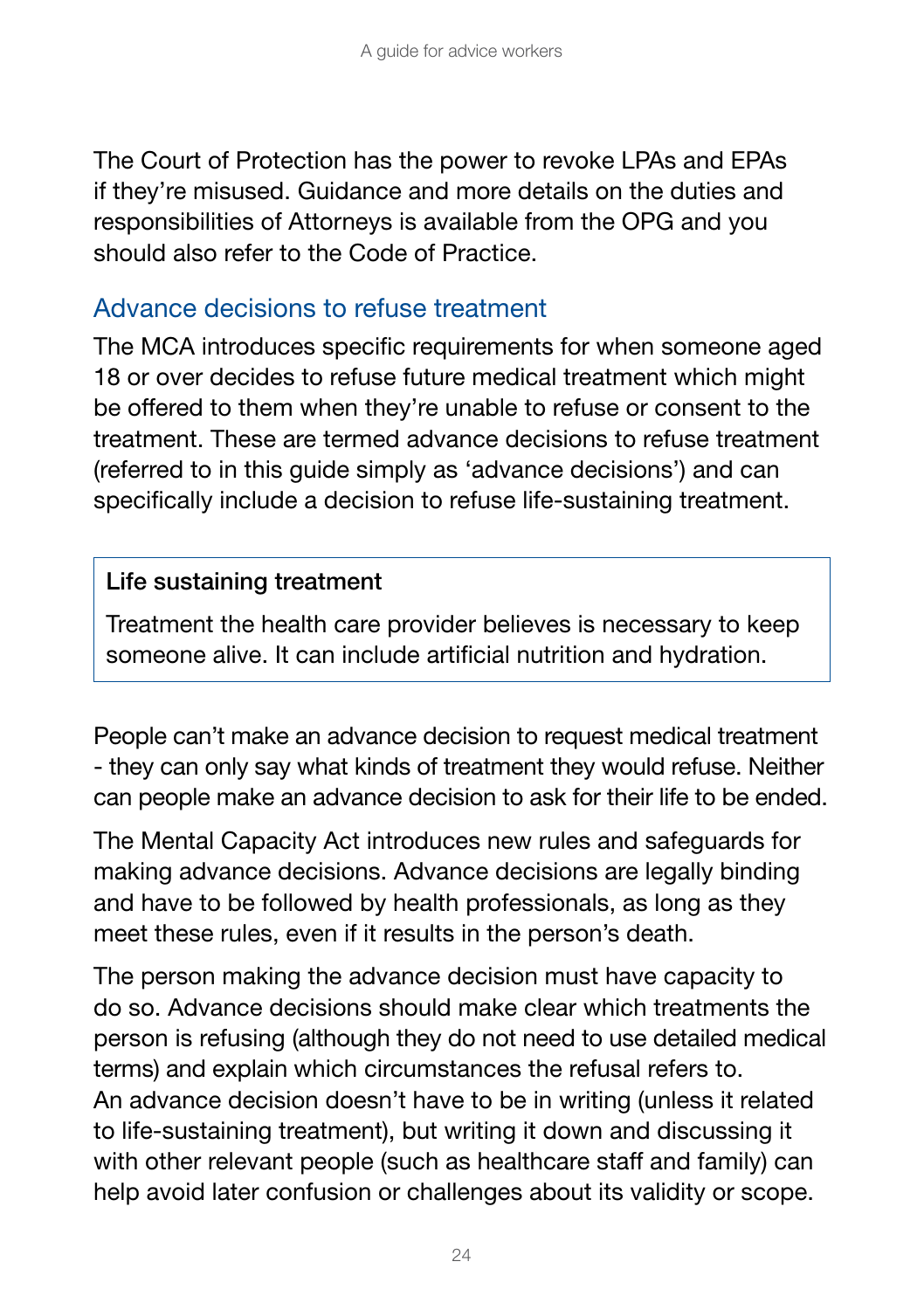The Court of Protection has the power to revoke LPAs and EPAs if they're misused. Guidance and more details on the duties and responsibilities of Attorneys is available from the OPG and you should also refer to the Code of Practice.

## Advance decisions to refuse treatment

The MCA introduces specific requirements for when someone aged 18 or over decides to refuse future medical treatment which might be offered to them when they're unable to refuse or consent to the treatment. These are termed advance decisions to refuse treatment (referred to in this guide simply as 'advance decisions') and can specifically include a decision to refuse life-sustaining treatment.

> **Life sustaining treatment**
>
> Treatment the health care provider believes is necessary to keep someone alive. It can include artificial nutrition and hydration.

People can't make an advance decision to request medical treatment - they can only say what kinds of treatment they would refuse. Neither can people make an advance decision to ask for their life to be ended.

The Mental Capacity Act introduces new rules and safeguards for making advance decisions. Advance decisions are legally binding and have to be followed by health professionals, as long as they meet these rules, even if it results in the person's death.

The person making the advance decision must have capacity to do so. Advance decisions should make clear which treatments the person is refusing (although they do not need to use detailed medical terms) and explain which circumstances the refusal refers to. An advance decision doesn't have to be in writing (unless it related to life-sustaining treatment), but writing it down and discussing it with other relevant people (such as healthcare staff and family) can help avoid later confusion or challenges about its validity or scope.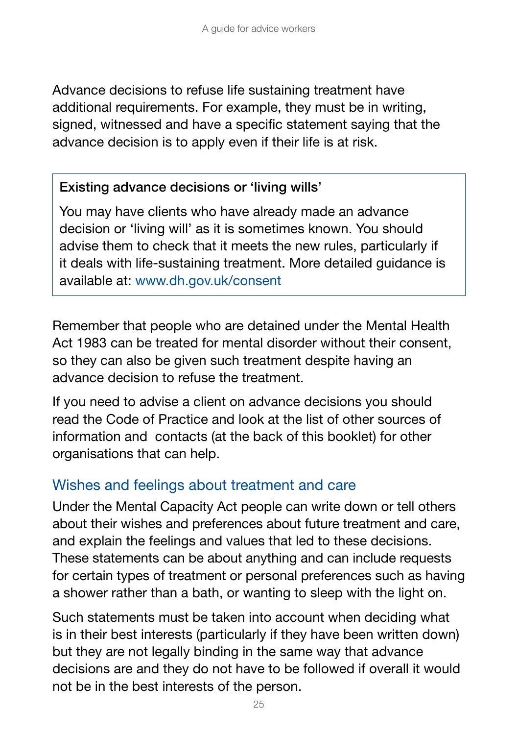Advance decisions to refuse life sustaining treatment have additional requirements. For example, they must be in writing, signed, witnessed and have a specific statement saying that the advance decision is to apply even if their life is at risk.

> **Existing advance decisions or 'living wills'**
>
> You may have clients who have already made an advance decision or 'living will' as it is sometimes known. You should advise them to check that it meets the new rules, particularly if it deals with life-sustaining treatment. More detailed guidance is available at: www.dh.gov.uk/consent

Remember that people who are detained under the Mental Health Act 1983 can be treated for mental disorder without their consent, so they can also be given such treatment despite having an advance decision to refuse the treatment.

If you need to advise a client on advance decisions you should read the Code of Practice and look at the list of other sources of information and contacts (at the back of this booklet) for other organisations that can help.

## Wishes and feelings about treatment and care

Under the Mental Capacity Act people can write down or tell others about their wishes and preferences about future treatment and care, and explain the feelings and values that led to these decisions. These statements can be about anything and can include requests for certain types of treatment or personal preferences such as having a shower rather than a bath, or wanting to sleep with the light on.

Such statements must be taken into account when deciding what is in their best interests (particularly if they have been written down) but they are not legally binding in the same way that advance decisions are and they do not have to be followed if overall it would not be in the best interests of the person.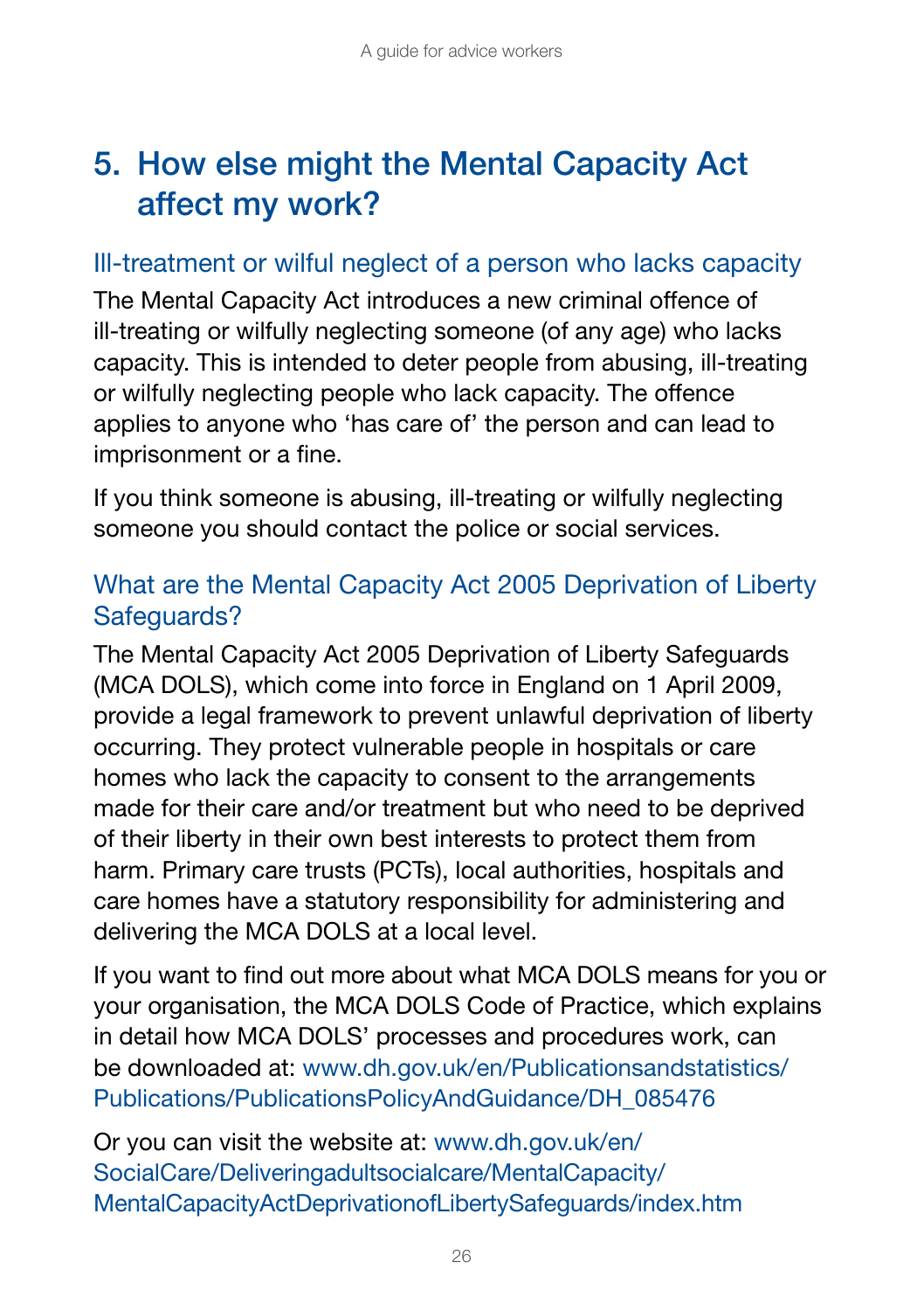# 5. How else might the Mental Capacity Act affect my work?

## Ill-treatment or wilful neglect of a person who lacks capacity

The Mental Capacity Act introduces a new criminal offence of ill-treating or wilfully neglecting someone (of any age) who lacks capacity. This is intended to deter people from abusing, ill-treating or wilfully neglecting people who lack capacity. The offence applies to anyone who 'has care of' the person and can lead to imprisonment or a fine.

If you think someone is abusing, ill-treating or wilfully neglecting someone you should contact the police or social services.

## What are the Mental Capacity Act 2005 Deprivation of Liberty Safeguards?

The Mental Capacity Act 2005 Deprivation of Liberty Safeguards (MCA DOLS), which come into force in England on 1 April 2009, provide a legal framework to prevent unlawful deprivation of liberty occurring. They protect vulnerable people in hospitals or care homes who lack the capacity to consent to the arrangements made for their care and/or treatment but who need to be deprived of their liberty in their own best interests to protect them from harm. Primary care trusts (PCTs), local authorities, hospitals and care homes have a statutory responsibility for administering and delivering the MCA DOLS at a local level.

If you want to find out more about what MCA DOLS means for you or your organisation, the MCA DOLS Code of Practice, which explains in detail how MCA DOLS' processes and procedures work, can be downloaded at: www.dh.gov.uk/en/Publicationsandstatistics/Publications/PublicationsPolicyAndGuidance/DH_085476

Or you can visit the website at: www.dh.gov.uk/en/SocialCare/Deliveringadultsocialcare/MentalCapacity/MentalCapacityActDeprivationofLibertySafeguards/index.htm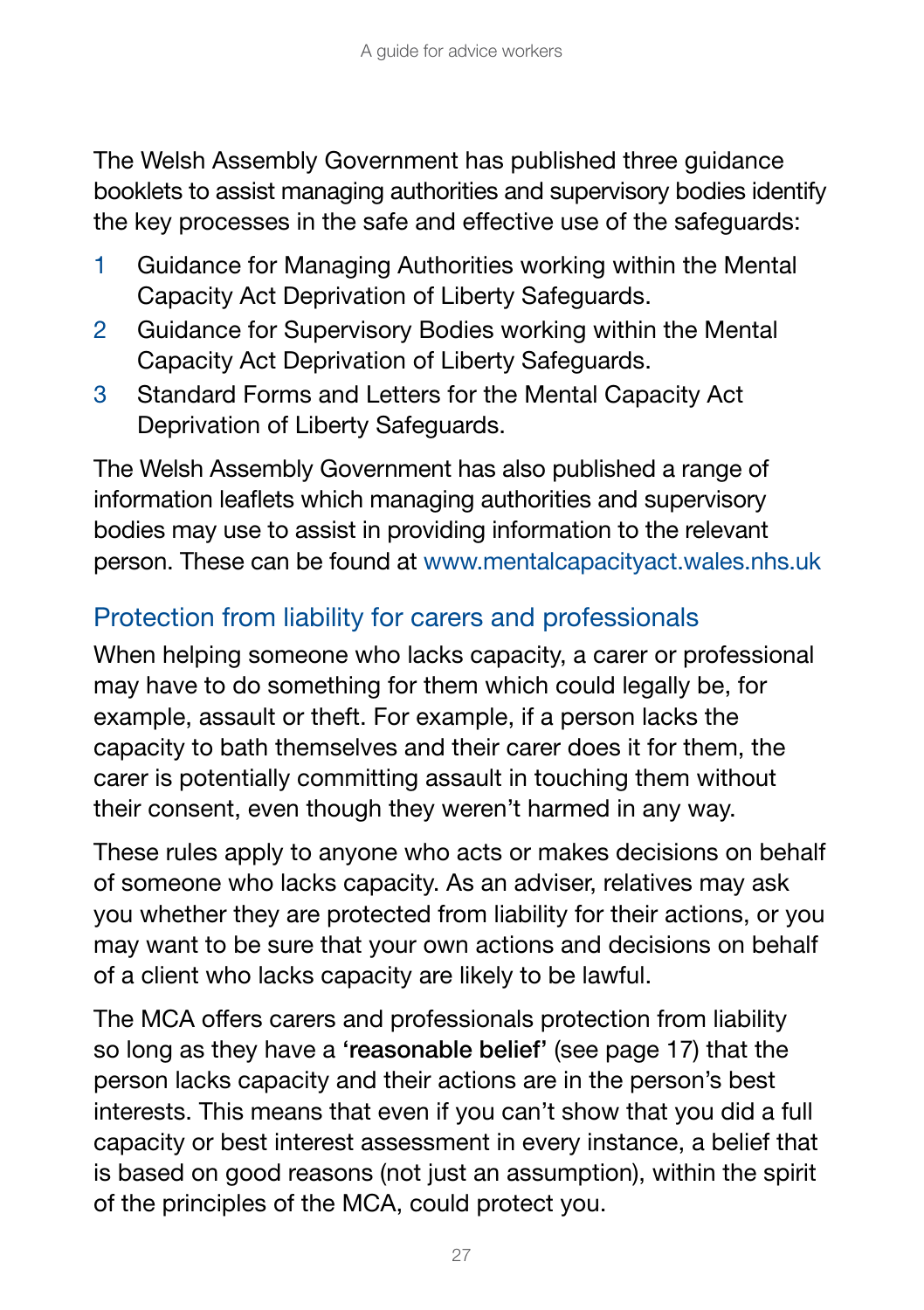The Welsh Assembly Government has published three guidance booklets to assist managing authorities and supervisory bodies identify the key processes in the safe and effective use of the safeguards:

1. Guidance for Managing Authorities working within the Mental Capacity Act Deprivation of Liberty Safeguards.
2. Guidance for Supervisory Bodies working within the Mental Capacity Act Deprivation of Liberty Safeguards.
3. Standard Forms and Letters for the Mental Capacity Act Deprivation of Liberty Safeguards.

The Welsh Assembly Government has also published a range of information leaflets which managing authorities and supervisory bodies may use to assist in providing information to the relevant person. These can be found at www.mentalcapacityact.wales.nhs.uk

## Protection from liability for carers and professionals

When helping someone who lacks capacity, a carer or professional may have to do something for them which could legally be, for example, assault or theft. For example, if a person lacks the capacity to bath themselves and their carer does it for them, the carer is potentially committing assault in touching them without their consent, even though they weren't harmed in any way.

These rules apply to anyone who acts or makes decisions on behalf of someone who lacks capacity. As an adviser, relatives may ask you whether they are protected from liability for their actions, or you may want to be sure that your own actions and decisions on behalf of a client who lacks capacity are likely to be lawful.

The MCA offers carers and professionals protection from liability so long as they have a **'reasonable belief'** (see page 17) that the person lacks capacity and their actions are in the person's best interests. This means that even if you can't show that you did a full capacity or best interest assessment in every instance, a belief that is based on good reasons (not just an assumption), within the spirit of the principles of the MCA, could protect you.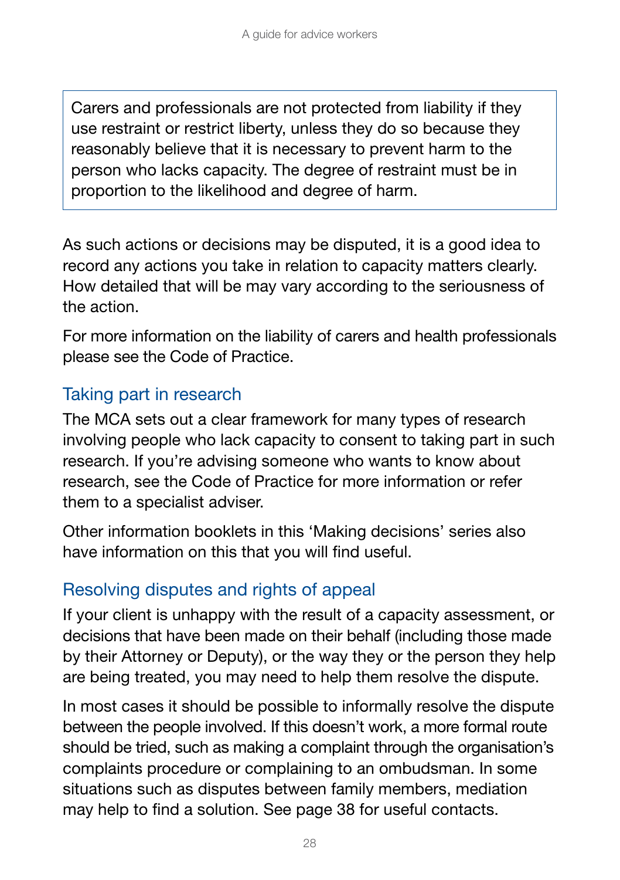> Carers and professionals are not protected from liability if they use restraint or restrict liberty, unless they do so because they reasonably believe that it is necessary to prevent harm to the person who lacks capacity. The degree of restraint must be in proportion to the likelihood and degree of harm.

As such actions or decisions may be disputed, it is a good idea to record any actions you take in relation to capacity matters clearly. How detailed that will be may vary according to the seriousness of the action.

For more information on the liability of carers and health professionals please see the Code of Practice.

## Taking part in research

The MCA sets out a clear framework for many types of research involving people who lack capacity to consent to taking part in such research. If you're advising someone who wants to know about research, see the Code of Practice for more information or refer them to a specialist adviser.

Other information booklets in this 'Making decisions' series also have information on this that you will find useful.

## Resolving disputes and rights of appeal

If your client is unhappy with the result of a capacity assessment, or decisions that have been made on their behalf (including those made by their Attorney or Deputy), or the way they or the person they help are being treated, you may need to help them resolve the dispute.

In most cases it should be possible to informally resolve the dispute between the people involved. If this doesn't work, a more formal route should be tried, such as making a complaint through the organisation's complaints procedure or complaining to an ombudsman. In some situations such as disputes between family members, mediation may help to find a solution. See page 38 for useful contacts.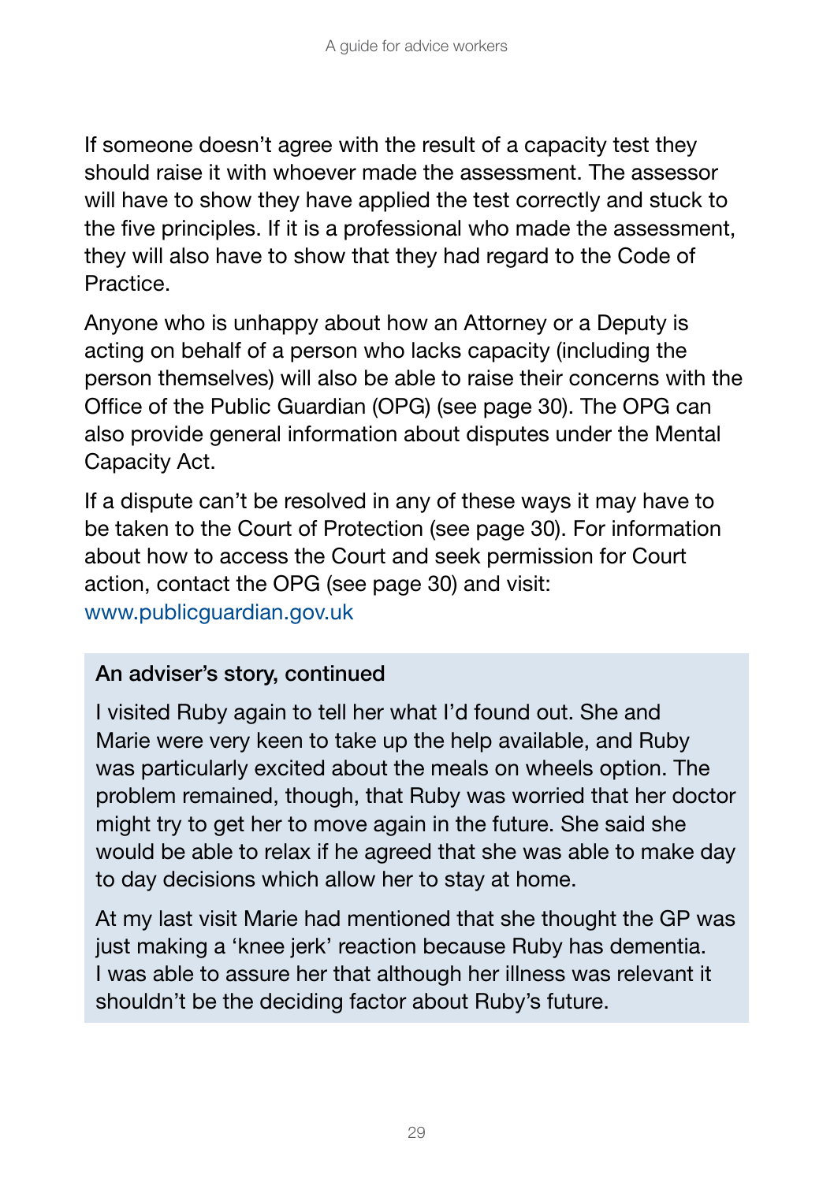If someone doesn't agree with the result of a capacity test they should raise it with whoever made the assessment. The assessor will have to show they have applied the test correctly and stuck to the five principles. If it is a professional who made the assessment, they will also have to show that they had regard to the Code of Practice.

Anyone who is unhappy about how an Attorney or a Deputy is acting on behalf of a person who lacks capacity (including the person themselves) will also be able to raise their concerns with the Office of the Public Guardian (OPG) (see page 30). The OPG can also provide general information about disputes under the Mental Capacity Act.

If a dispute can't be resolved in any of these ways it may have to be taken to the Court of Protection (see page 30). For information about how to access the Court and seek permission for Court action, contact the OPG (see page 30) and visit: www.publicguardian.gov.uk

### An adviser's story, continued

I visited Ruby again to tell her what I'd found out. She and Marie were very keen to take up the help available, and Ruby was particularly excited about the meals on wheels option. The problem remained, though, that Ruby was worried that her doctor might try to get her to move again in the future. She said she would be able to relax if he agreed that she was able to make day to day decisions which allow her to stay at home.

At my last visit Marie had mentioned that she thought the GP was just making a 'knee jerk' reaction because Ruby has dementia. I was able to assure her that although her illness was relevant it shouldn't be the deciding factor about Ruby's future.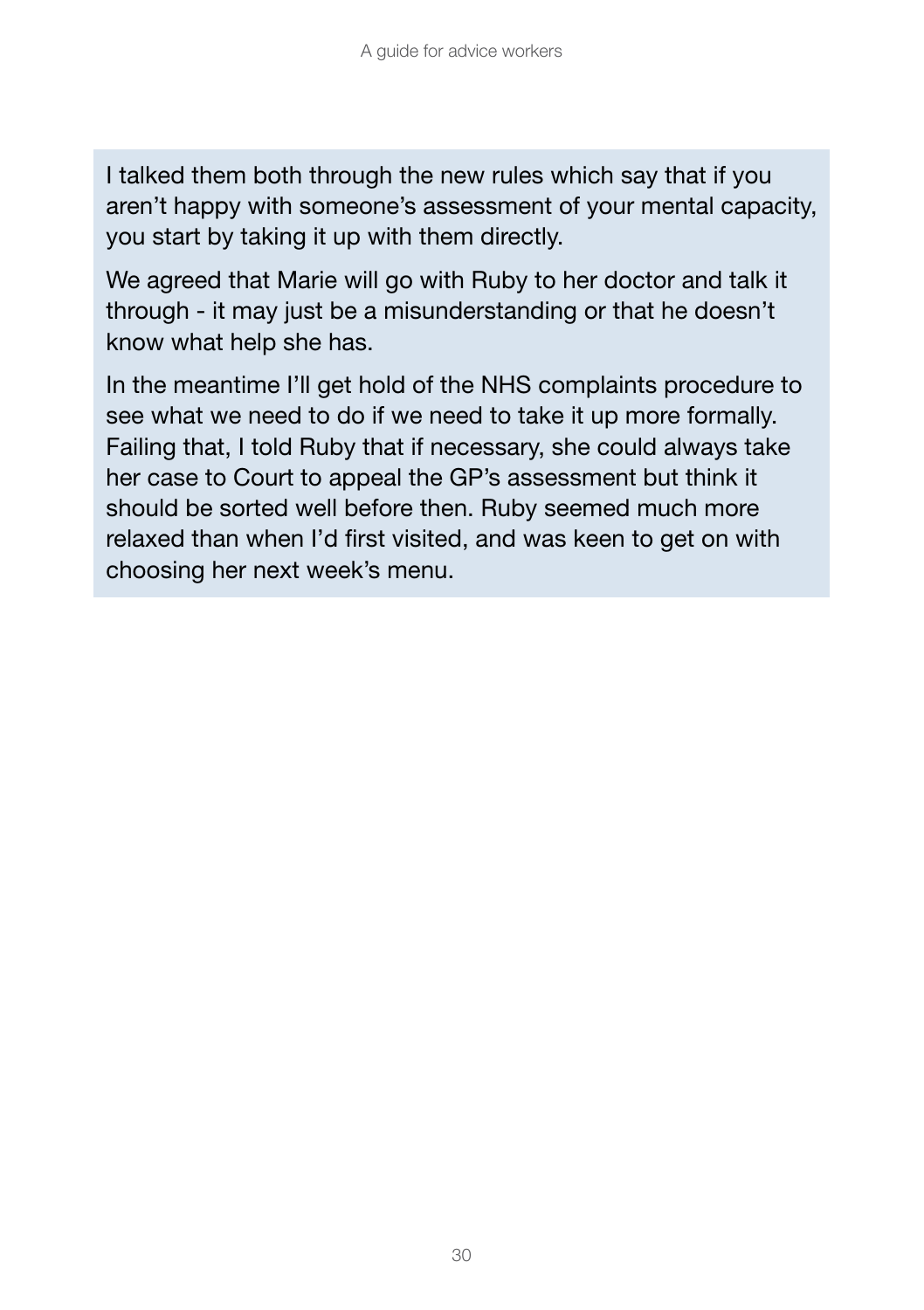I talked them both through the new rules which say that if you aren't happy with someone's assessment of your mental capacity, you start by taking it up with them directly.

We agreed that Marie will go with Ruby to her doctor and talk it through - it may just be a misunderstanding or that he doesn't know what help she has.

In the meantime I'll get hold of the NHS complaints procedure to see what we need to do if we need to take it up more formally. Failing that, I told Ruby that if necessary, she could always take her case to Court to appeal the GP's assessment but think it should be sorted well before then. Ruby seemed much more relaxed than when I'd first visited, and was keen to get on with choosing her next week's menu.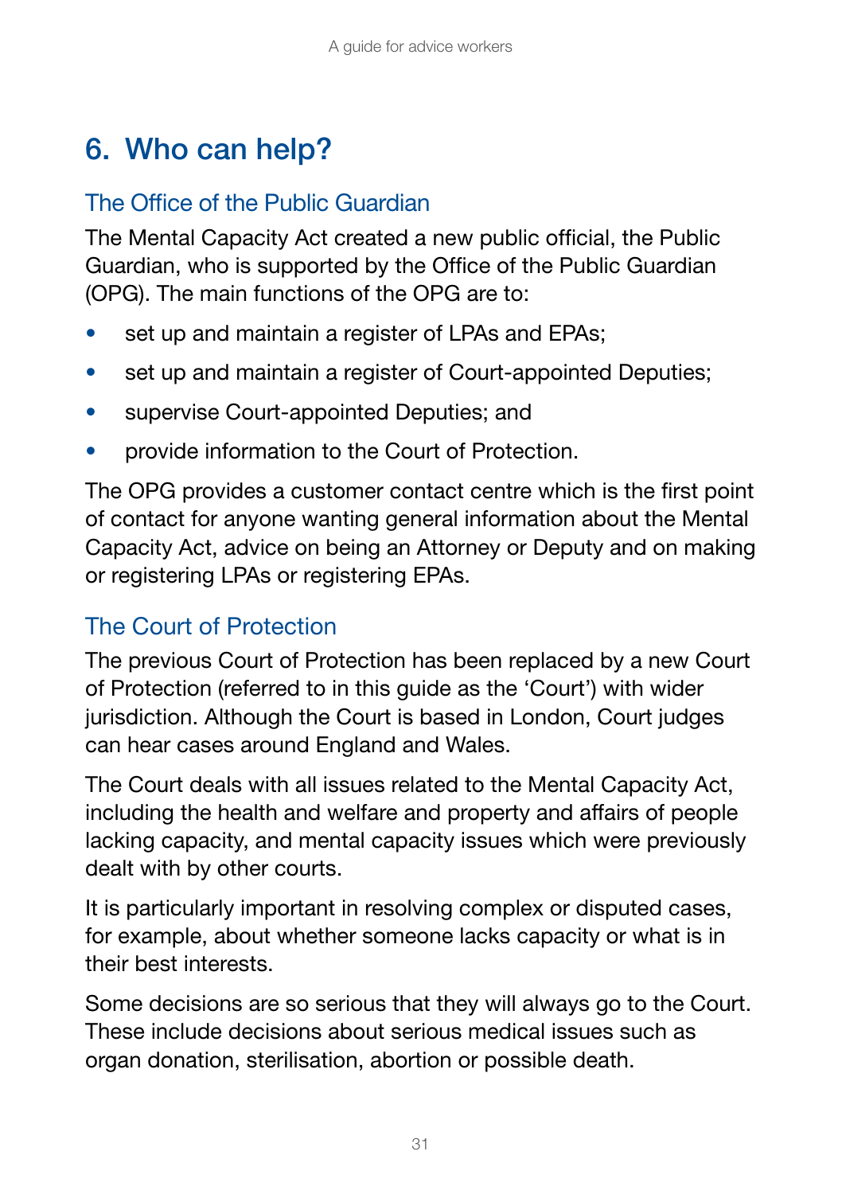# 6. Who can help?

## The Office of the Public Guardian

The Mental Capacity Act created a new public official, the Public Guardian, who is supported by the Office of the Public Guardian (OPG). The main functions of the OPG are to:

- set up and maintain a register of LPAs and EPAs;
- set up and maintain a register of Court-appointed Deputies;
- supervise Court-appointed Deputies; and
- provide information to the Court of Protection.

The OPG provides a customer contact centre which is the first point of contact for anyone wanting general information about the Mental Capacity Act, advice on being an Attorney or Deputy and on making or registering LPAs or registering EPAs.

## The Court of Protection

The previous Court of Protection has been replaced by a new Court of Protection (referred to in this guide as the 'Court') with wider jurisdiction. Although the Court is based in London, Court judges can hear cases around England and Wales.

The Court deals with all issues related to the Mental Capacity Act, including the health and welfare and property and affairs of people lacking capacity, and mental capacity issues which were previously dealt with by other courts.

It is particularly important in resolving complex or disputed cases, for example, about whether someone lacks capacity or what is in their best interests.

Some decisions are so serious that they will always go to the Court. These include decisions about serious medical issues such as organ donation, sterilisation, abortion or possible death.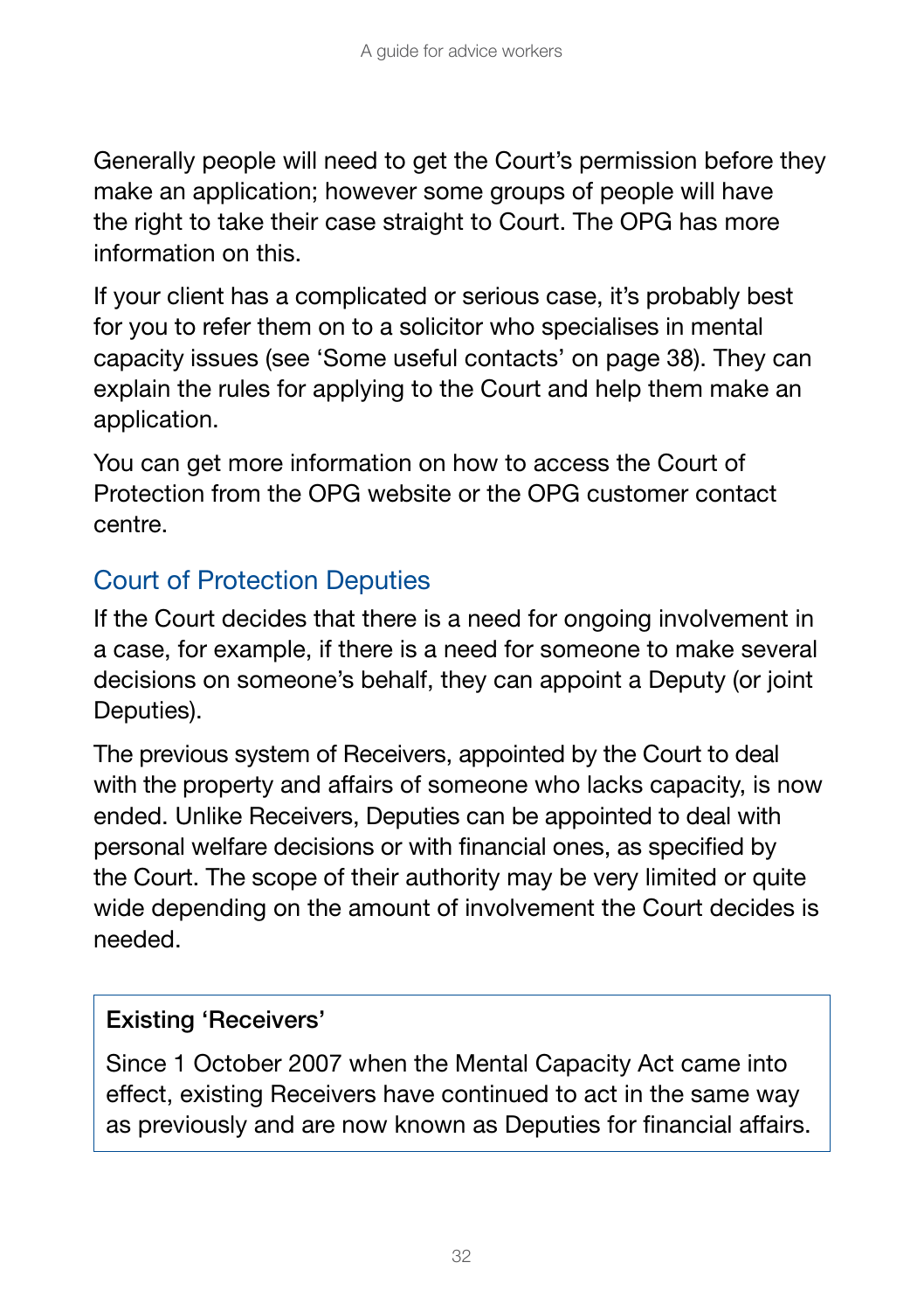Generally people will need to get the Court's permission before they make an application; however some groups of people will have the right to take their case straight to Court. The OPG has more information on this.

If your client has a complicated or serious case, it's probably best for you to refer them on to a solicitor who specialises in mental capacity issues (see 'Some useful contacts' on page 38). They can explain the rules for applying to the Court and help them make an application.

You can get more information on how to access the Court of Protection from the OPG website or the OPG customer contact centre.

## Court of Protection Deputies

If the Court decides that there is a need for ongoing involvement in a case, for example, if there is a need for someone to make several decisions on someone's behalf, they can appoint a Deputy (or joint Deputies).

The previous system of Receivers, appointed by the Court to deal with the property and affairs of someone who lacks capacity, is now ended. Unlike Receivers, Deputies can be appointed to deal with personal welfare decisions or with financial ones, as specified by the Court. The scope of their authority may be very limited or quite wide depending on the amount of involvement the Court decides is needed.

> **Existing 'Receivers'**
>
> Since 1 October 2007 when the Mental Capacity Act came into effect, existing Receivers have continued to act in the same way as previously and are now known as Deputies for financial affairs.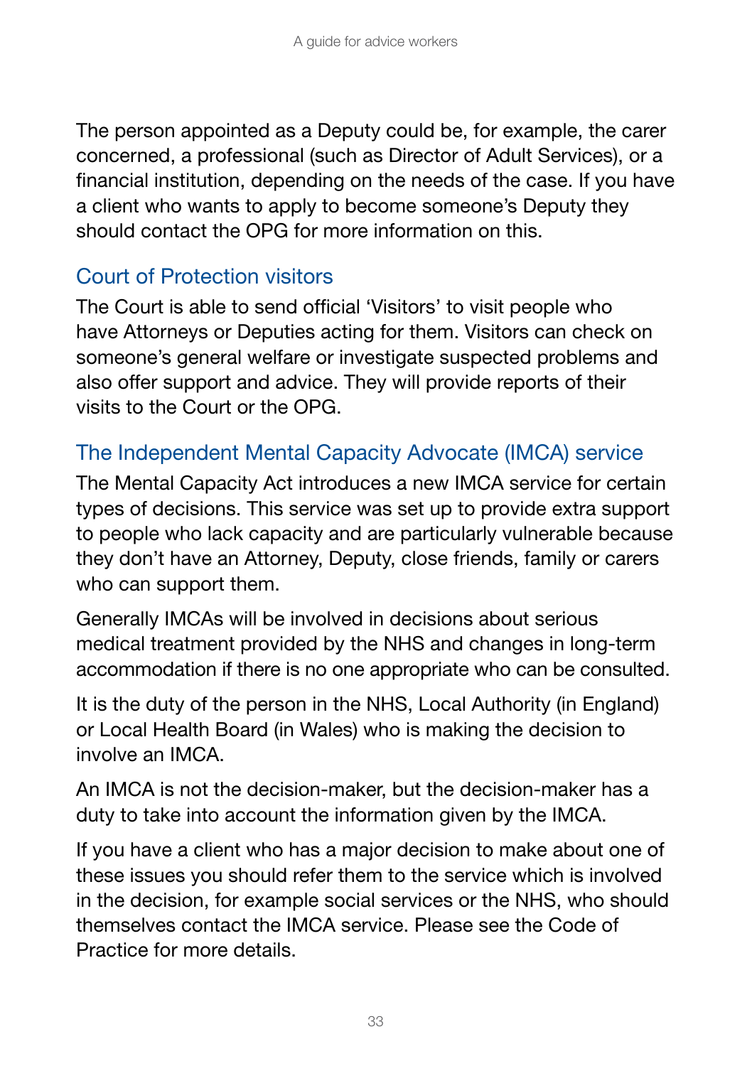The person appointed as a Deputy could be, for example, the carer concerned, a professional (such as Director of Adult Services), or a financial institution, depending on the needs of the case. If you have a client who wants to apply to become someone's Deputy they should contact the OPG for more information on this.

## Court of Protection visitors

The Court is able to send official 'Visitors' to visit people who have Attorneys or Deputies acting for them. Visitors can check on someone's general welfare or investigate suspected problems and also offer support and advice. They will provide reports of their visits to the Court or the OPG.

## The Independent Mental Capacity Advocate (IMCA) service

The Mental Capacity Act introduces a new IMCA service for certain types of decisions. This service was set up to provide extra support to people who lack capacity and are particularly vulnerable because they don't have an Attorney, Deputy, close friends, family or carers who can support them.

Generally IMCAs will be involved in decisions about serious medical treatment provided by the NHS and changes in long-term accommodation if there is no one appropriate who can be consulted.

It is the duty of the person in the NHS, Local Authority (in England) or Local Health Board (in Wales) who is making the decision to involve an IMCA.

An IMCA is not the decision-maker, but the decision-maker has a duty to take into account the information given by the IMCA.

If you have a client who has a major decision to make about one of these issues you should refer them to the service which is involved in the decision, for example social services or the NHS, who should themselves contact the IMCA service. Please see the Code of Practice for more details.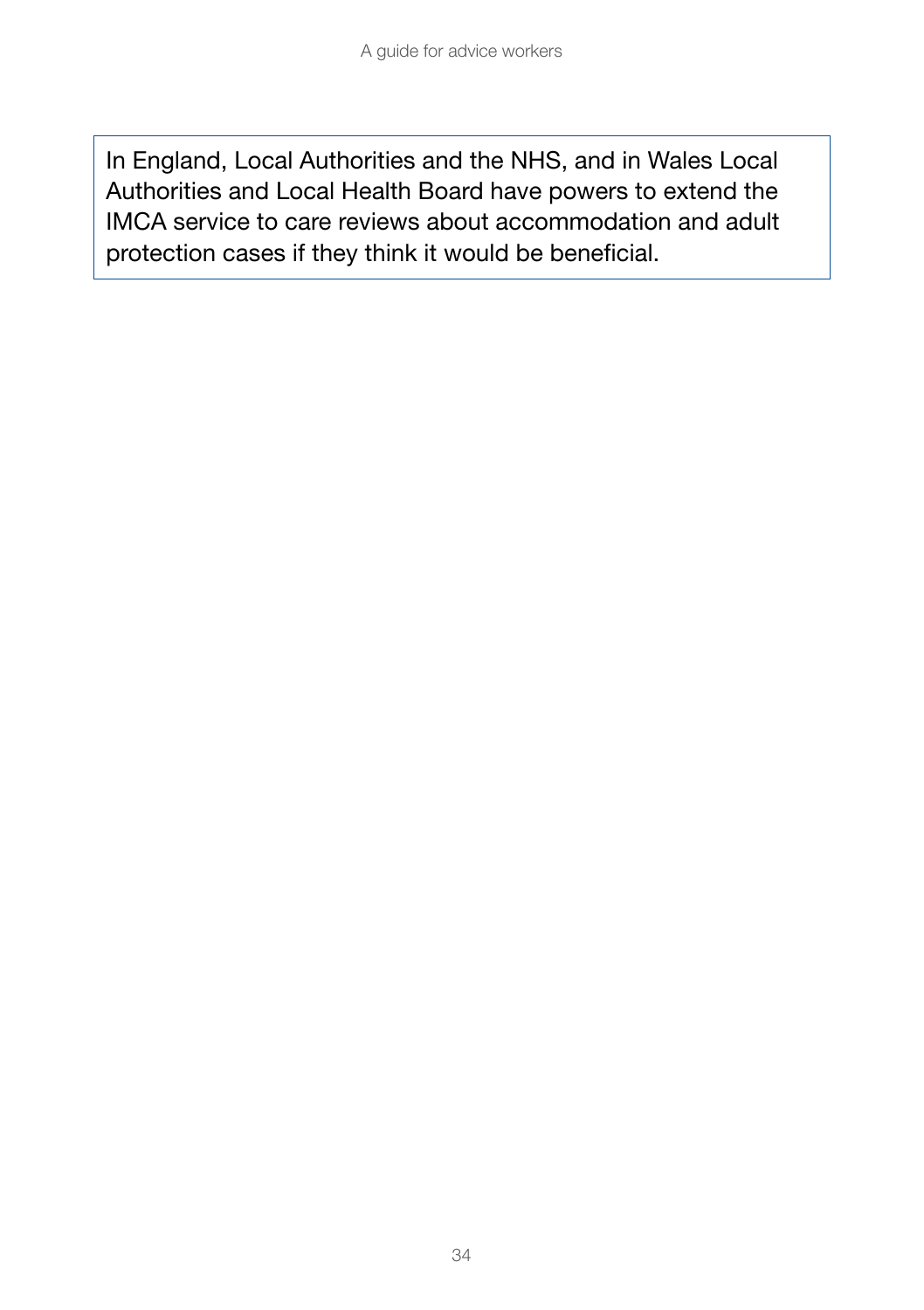In England, Local Authorities and the NHS, and in Wales Local Authorities and Local Health Board have powers to extend the IMCA service to care reviews about accommodation and adult protection cases if they think it would be beneficial.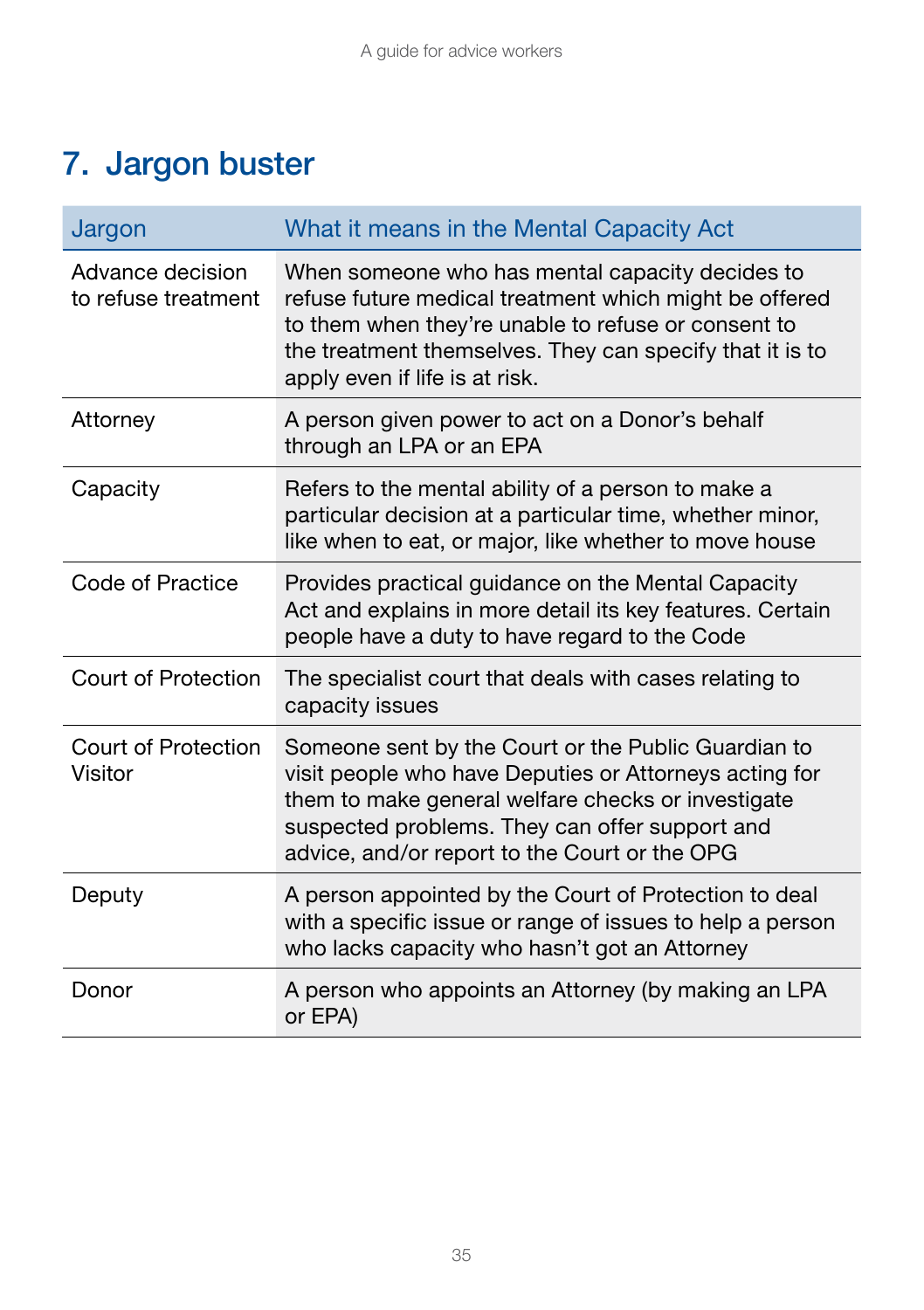## 7. Jargon buster

| Jargon | What it means in the Mental Capacity Act |
|---|---|
| Advance decision to refuse treatment | When someone who has mental capacity decides to refuse future medical treatment which might be offered to them when they're unable to refuse or consent to the treatment themselves. They can specify that it is to apply even if life is at risk. |
| Attorney | A person given power to act on a Donor's behalf through an LPA or an EPA |
| Capacity | Refers to the mental ability of a person to make a particular decision at a particular time, whether minor, like when to eat, or major, like whether to move house |
| Code of Practice | Provides practical guidance on the Mental Capacity Act and explains in more detail its key features. Certain people have a duty to have regard to the Code |
| Court of Protection | The specialist court that deals with cases relating to capacity issues |
| Court of Protection Visitor | Someone sent by the Court or the Public Guardian to visit people who have Deputies or Attorneys acting for them to make general welfare checks or investigate suspected problems. They can offer support and advice, and/or report to the Court or the OPG |
| Deputy | A person appointed by the Court of Protection to deal with a specific issue or range of issues to help a person who lacks capacity who hasn't got an Attorney |
| Donor | A person who appoints an Attorney (by making an LPA or EPA) |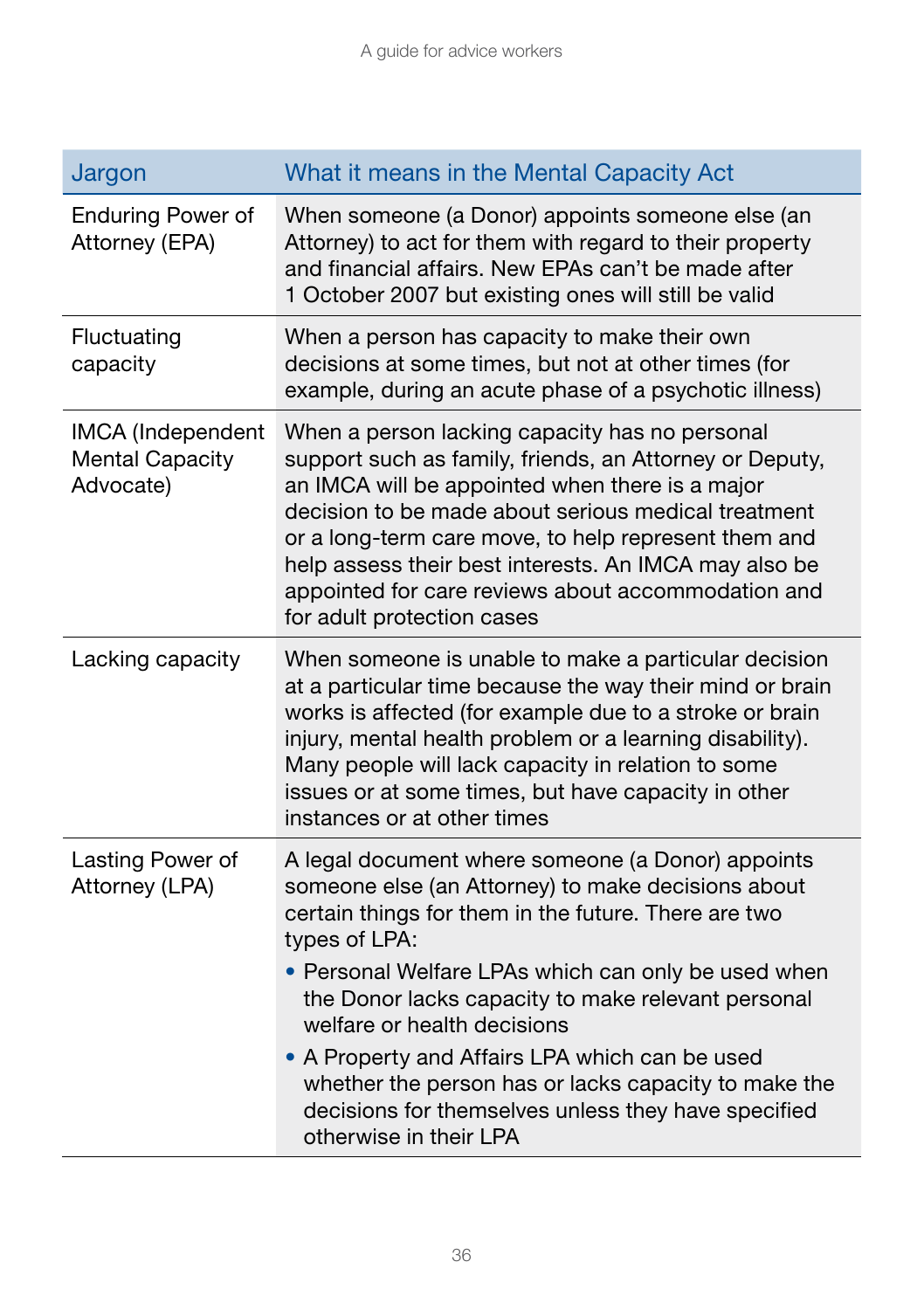| Jargon | What it means in the Mental Capacity Act |
| --- | --- |
| Enduring Power of Attorney (EPA) | When someone (a Donor) appoints someone else (an Attorney) to act for them with regard to their property and financial affairs. New EPAs can't be made after 1 October 2007 but existing ones will still be valid |
| Fluctuating capacity | When a person has capacity to make their own decisions at some times, but not at other times (for example, during an acute phase of a psychotic illness) |
| IMCA (Independent Mental Capacity Advocate) | When a person lacking capacity has no personal support such as family, friends, an Attorney or Deputy, an IMCA will be appointed when there is a major decision to be made about serious medical treatment or a long-term care move, to help represent them and help assess their best interests. An IMCA may also be appointed for care reviews about accommodation and for adult protection cases |
| Lacking capacity | When someone is unable to make a particular decision at a particular time because the way their mind or brain works is affected (for example due to a stroke or brain injury, mental health problem or a learning disability). Many people will lack capacity in relation to some issues or at some times, but have capacity in other instances or at other times |
| Lasting Power of Attorney (LPA) | A legal document where someone (a Donor) appoints someone else (an Attorney) to make decisions about certain things for them in the future. There are two types of LPA:<br>• Personal Welfare LPAs which can only be used when the Donor lacks capacity to make relevant personal welfare or health decisions<br>• A Property and Affairs LPA which can be used whether the person has or lacks capacity to make the decisions for themselves unless they have specified otherwise in their LPA |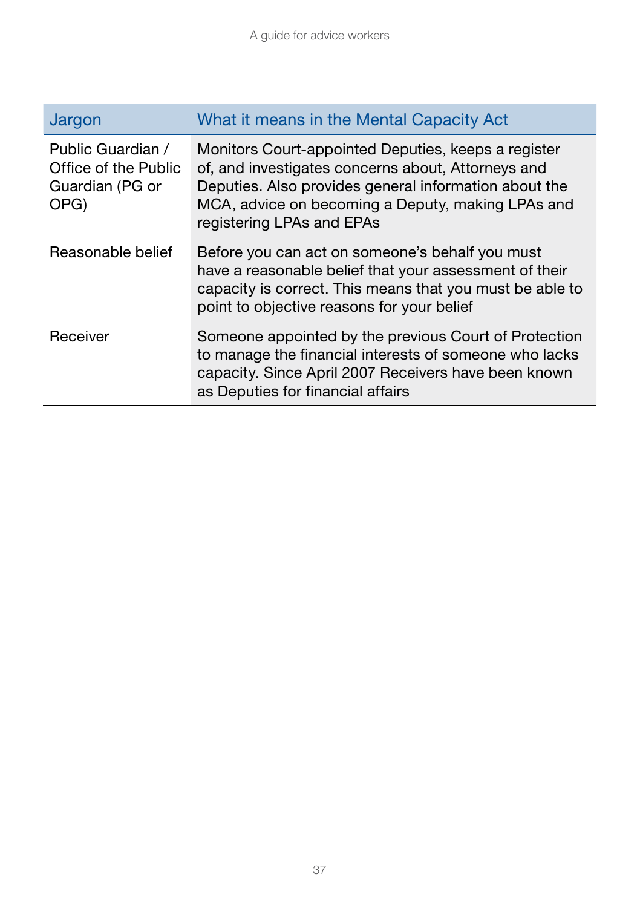| Jargon | What it means in the Mental Capacity Act |
|---|---|
| Public Guardian / Office of the Public Guardian (PG or OPG) | Monitors Court-appointed Deputies, keeps a register of, and investigates concerns about, Attorneys and Deputies. Also provides general information about the MCA, advice on becoming a Deputy, making LPAs and registering LPAs and EPAs |
| Reasonable belief | Before you can act on someone's behalf you must have a reasonable belief that your assessment of their capacity is correct. This means that you must be able to point to objective reasons for your belief |
| Receiver | Someone appointed by the previous Court of Protection to manage the financial interests of someone who lacks capacity. Since April 2007 Receivers have been known as Deputies for financial affairs |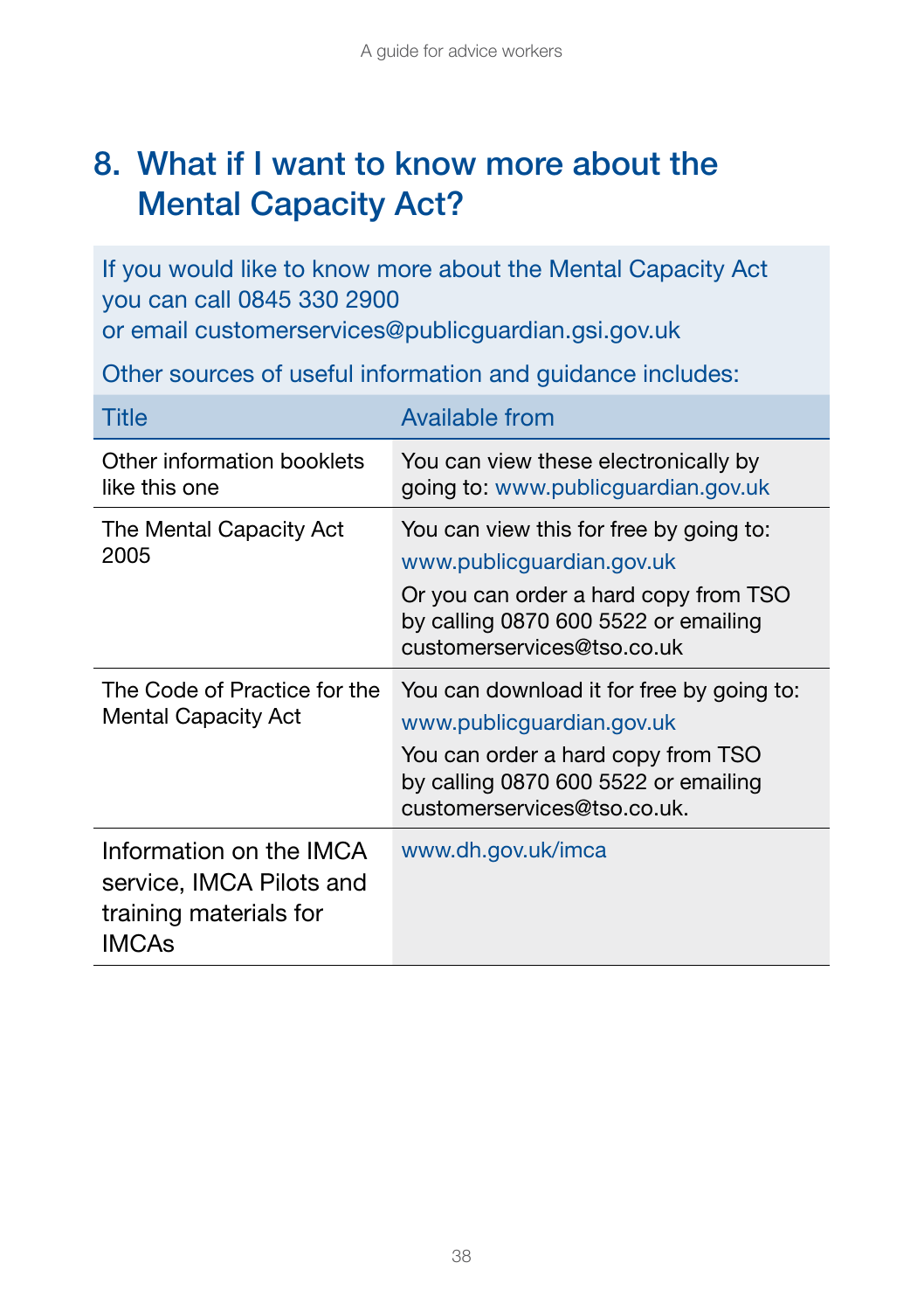## 8. What if I want to know more about the Mental Capacity Act?

If you would like to know more about the Mental Capacity Act you can call 0845 330 2900 or email customerservices@publicguardian.gsi.gov.uk

Other sources of useful information and guidance includes:

| Title | Available from |
|---|---|
| Other information booklets like this one | You can view these electronically by going to: www.publicguardian.gov.uk |
| The Mental Capacity Act 2005 | You can view this for free by going to: www.publicguardian.gov.uk<br>Or you can order a hard copy from TSO by calling 0870 600 5522 or emailing customerservices@tso.co.uk |
| The Code of Practice for the Mental Capacity Act | You can download it for free by going to: www.publicguardian.gov.uk<br>You can order a hard copy from TSO by calling 0870 600 5522 or emailing customerservices@tso.co.uk. |
| Information on the IMCA service, IMCA Pilots and training materials for IMCAs | www.dh.gov.uk/imca |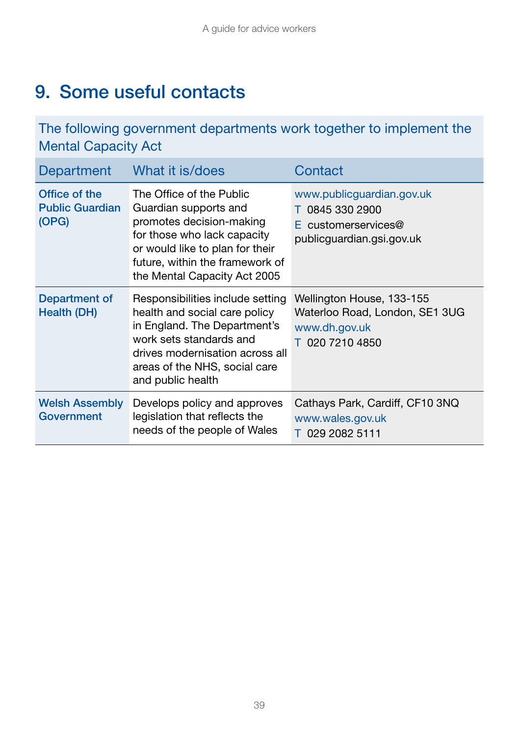# 9. Some useful contacts

| The following government departments work together to implement the Mental Capacity Act | | |
|---|---|---|
| **Department** | **What it is/does** | **Contact** |
| **Office of the Public Guardian (OPG)** | The Office of the Public Guardian supports and promotes decision-making for those who lack capacity or would like to plan for their future, within the framework of the Mental Capacity Act 2005 | www.publicguardian.gov.uk<br>T 0845 330 2900<br>E customerservices@publicguardian.gsi.gov.uk |
| **Department of Health (DH)** | Responsibilities include setting health and social care policy in England. The Department's work sets standards and drives modernisation across all areas of the NHS, social care and public health | Wellington House, 133-155 Waterloo Road, London, SE1 3UG<br>www.dh.gov.uk<br>T 020 7210 4850 |
| **Welsh Assembly Government** | Develops policy and approves legislation that reflects the needs of the people of Wales | Cathays Park, Cardiff, CF10 3NQ<br>www.wales.gov.uk<br>T 029 2082 5111 |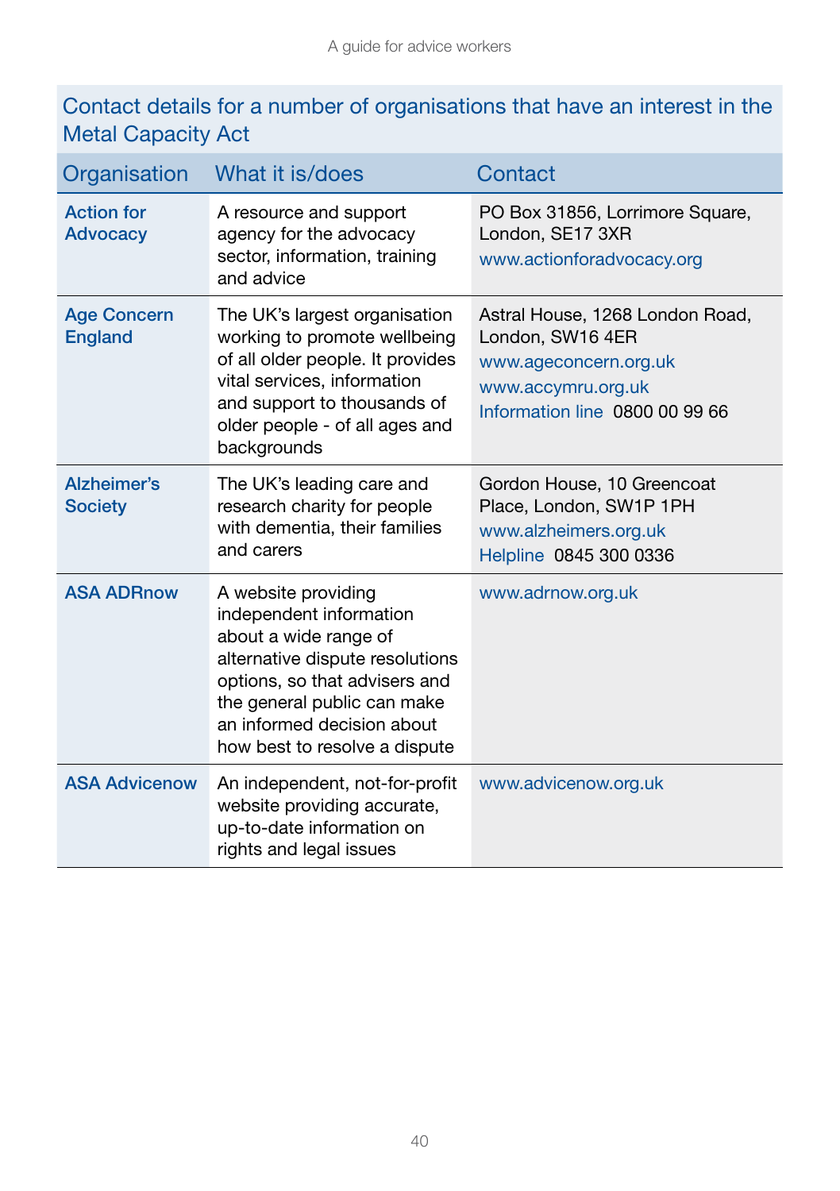## Contact details for a number of organisations that have an interest in the Metal Capacity Act

| Organisation | What it is/does | Contact |
|---|---|---|
| **Action for Advocacy** | A resource and support agency for the advocacy sector, information, training and advice | PO Box 31856, Lorrimore Square, London, SE17 3XR<br>www.actionforadvocacy.org |
| **Age Concern England** | The UK's largest organisation working to promote wellbeing of all older people. It provides vital services, information and support to thousands of older people - of all ages and backgrounds | Astral House, 1268 London Road, London, SW16 4ER<br>www.ageconcern.org.uk<br>www.accymru.org.uk<br>Information line 0800 00 99 66 |
| **Alzheimer's Society** | The UK's leading care and research charity for people with dementia, their families and carers | Gordon House, 10 Greencoat Place, London, SW1P 1PH<br>www.alzheimers.org.uk<br>Helpline 0845 300 0336 |
| **ASA ADRnow** | A website providing independent information about a wide range of alternative dispute resolutions options, so that advisers and the general public can make an informed decision about how best to resolve a dispute | www.adrnow.org.uk |
| **ASA Advicenow** | An independent, not-for-profit website providing accurate, up-to-date information on rights and legal issues | www.advicenow.org.uk |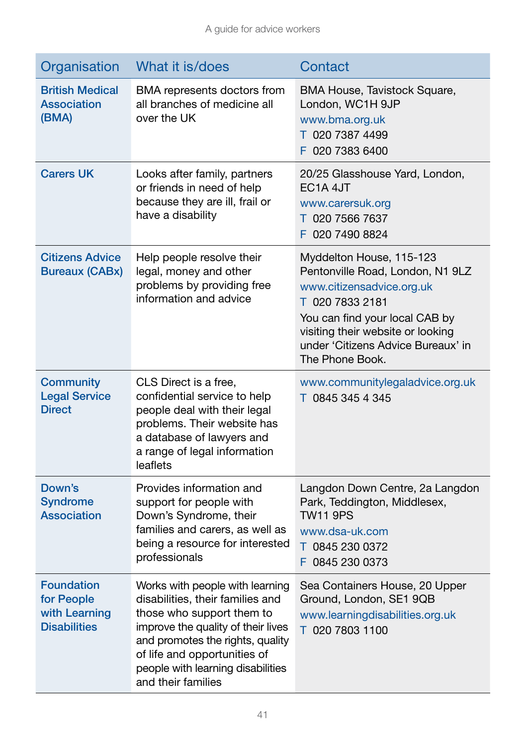| Organisation | What it is/does | Contact |
| --- | --- | --- |
| **British Medical Association (BMA)** | BMA represents doctors from all branches of medicine all over the UK | BMA House, Tavistock Square, London, WC1H 9JP<br>www.bma.org.uk<br>T 020 7387 4499<br>F 020 7383 6400 |
| **Carers UK** | Looks after family, partners or friends in need of help because they are ill, frail or have a disability | 20/25 Glasshouse Yard, London, EC1A 4JT<br>www.carersuk.org<br>T 020 7566 7637<br>F 020 7490 8824 |
| **Citizens Advice Bureaux (CABx)** | Help people resolve their legal, money and other problems by providing free information and advice | Myddelton House, 115-123 Pentonville Road, London, N1 9LZ<br>www.citizensadvice.org.uk<br>T 020 7833 2181<br>You can find your local CAB by visiting their website or looking under 'Citizens Advice Bureaux' in The Phone Book. |
| **Community Legal Service Direct** | CLS Direct is a free, confidential service to help people deal with their legal problems. Their website has a database of lawyers and a range of legal information leaflets | www.communitylegaladvice.org.uk<br>T 0845 345 4 345 |
| **Down's Syndrome Association** | Provides information and support for people with Down's Syndrome, their families and carers, as well as being a resource for interested professionals | Langdon Down Centre, 2a Langdon Park, Teddington, Middlesex, TW11 9PS<br>www.dsa-uk.com<br>T 0845 230 0372<br>F 0845 230 0373 |
| **Foundation for People with Learning Disabilities** | Works with people with learning disabilities, their families and those who support them to improve the quality of their lives and promotes the rights, quality of life and opportunities of people with learning disabilities and their families | Sea Containers House, 20 Upper Ground, London, SE1 9QB<br>www.learningdisabilities.org.uk<br>T 020 7803 1100 |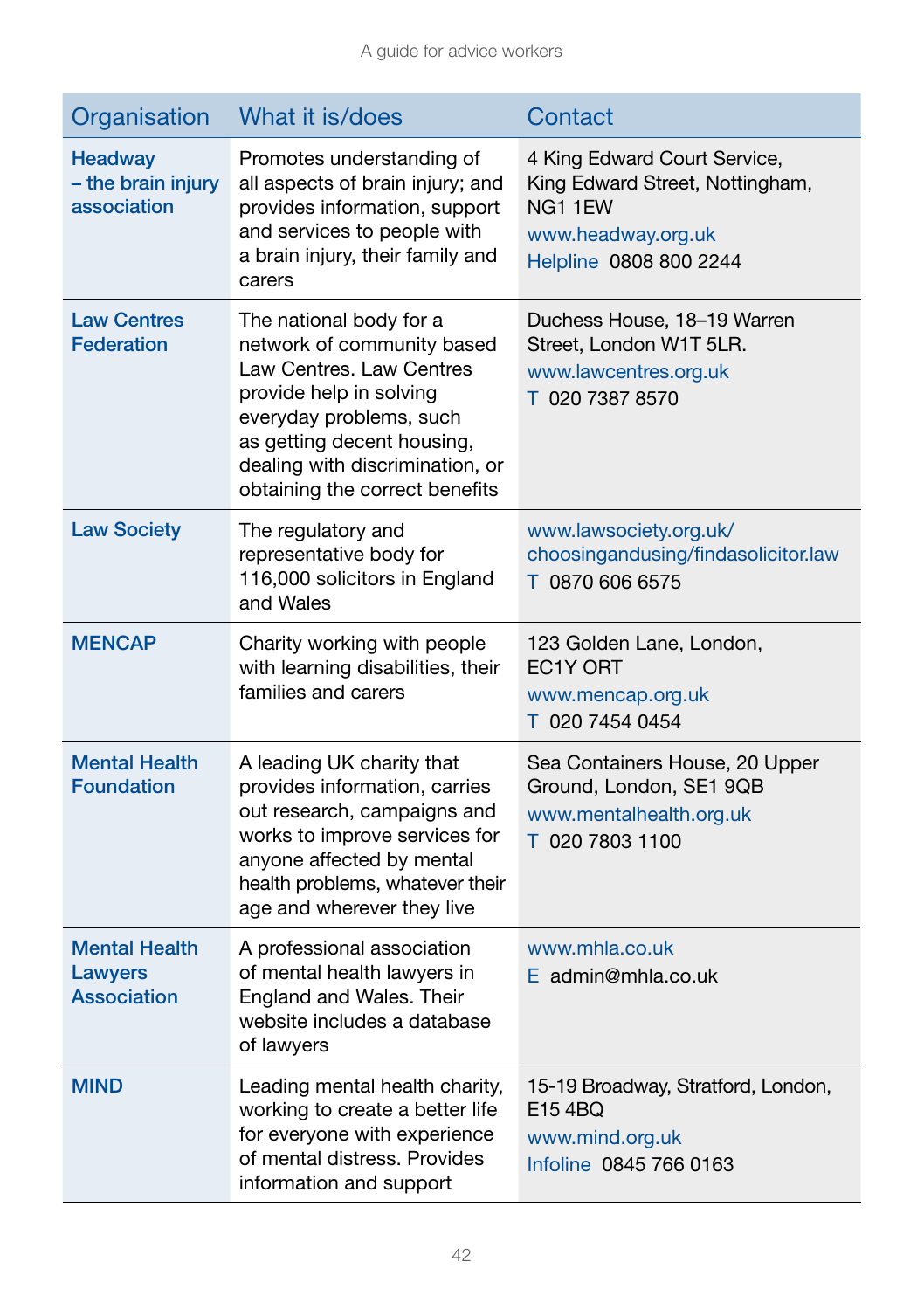| Organisation | What it is/does | Contact |
|---|---|---|
| **Headway – the brain injury association** | Promotes understanding of all aspects of brain injury; and provides information, support and services to people with a brain injury, their family and carers | 4 King Edward Court Service, King Edward Street, Nottingham, NG1 1EW<br>www.headway.org.uk<br>Helpline 0808 800 2244 |
| **Law Centres Federation** | The national body for a network of community based Law Centres. Law Centres provide help in solving everyday problems, such as getting decent housing, dealing with discrimination, or obtaining the correct benefits | Duchess House, 18–19 Warren Street, London W1T 5LR.<br>www.lawcentres.org.uk<br>T 020 7387 8570 |
| **Law Society** | The regulatory and representative body for 116,000 solicitors in England and Wales | www.lawsociety.org.uk/choosingandusing/findasolicitor.law<br>T 0870 606 6575 |
| **MENCAP** | Charity working with people with learning disabilities, their families and carers | 123 Golden Lane, London, EC1Y ORT<br>www.mencap.org.uk<br>T 020 7454 0454 |
| **Mental Health Foundation** | A leading UK charity that provides information, carries out research, campaigns and works to improve services for anyone affected by mental health problems, whatever their age and wherever they live | Sea Containers House, 20 Upper Ground, London, SE1 9QB<br>www.mentalhealth.org.uk<br>T 020 7803 1100 |
| **Mental Health Lawyers Association** | A professional association of mental health lawyers in England and Wales. Their website includes a database of lawyers | www.mhla.co.uk<br>E admin@mhla.co.uk |
| **MIND** | Leading mental health charity, working to create a better life for everyone with experience of mental distress. Provides information and support | 15-19 Broadway, Stratford, London, E15 4BQ<br>www.mind.org.uk<br>Infoline 0845 766 0163 |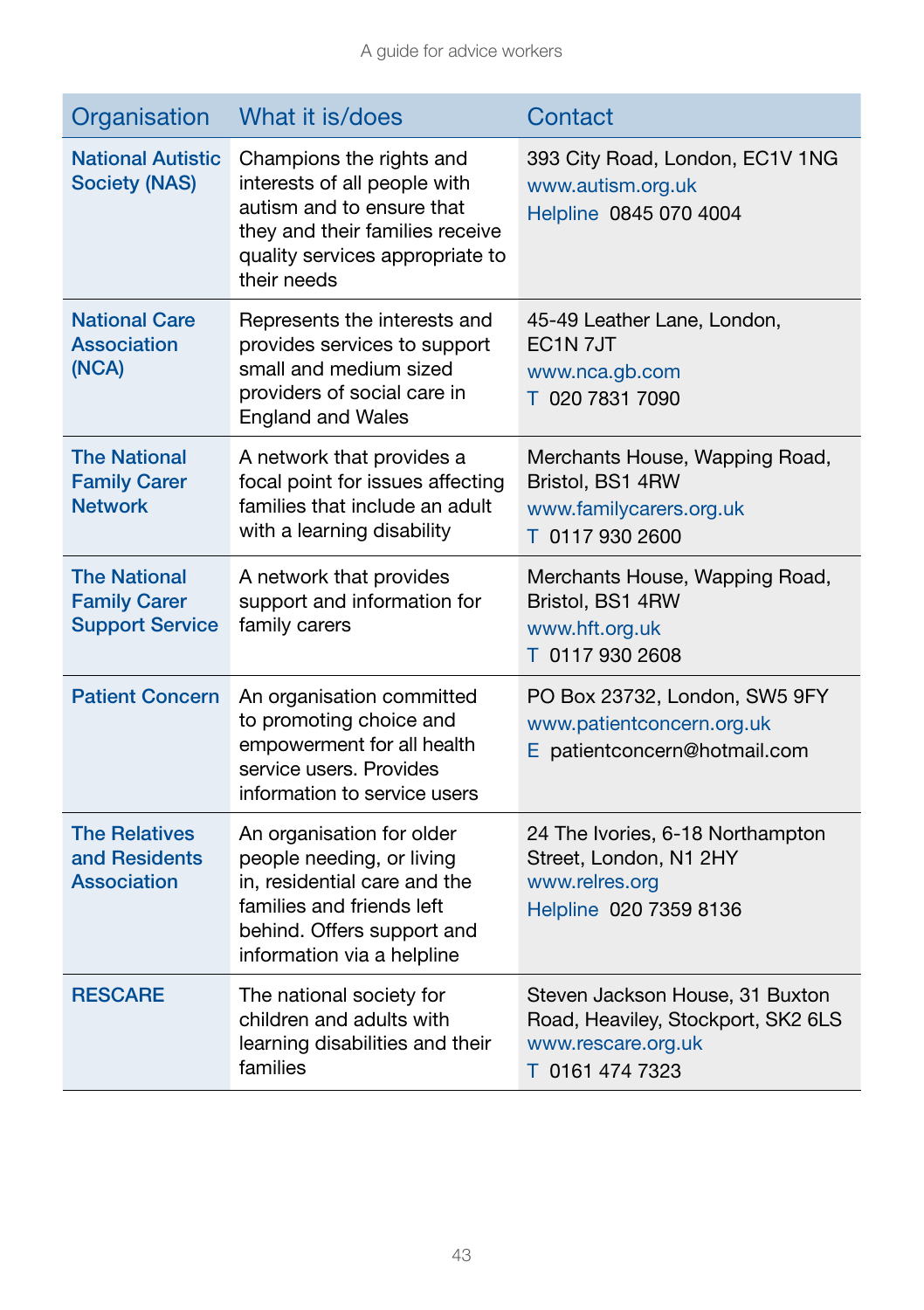| Organisation | What it is/does | Contact |
|---|---|---|
| **National Autistic Society (NAS)** | Champions the rights and interests of all people with autism and to ensure that they and their families receive quality services appropriate to their needs | 393 City Road, London, EC1V 1NG<br>www.autism.org.uk<br>Helpline 0845 070 4004 |
| **National Care Association (NCA)** | Represents the interests and provides services to support small and medium sized providers of social care in England and Wales | 45-49 Leather Lane, London, EC1N 7JT<br>www.nca.gb.com<br>T 020 7831 7090 |
| **The National Family Carer Network** | A network that provides a focal point for issues affecting families that include an adult with a learning disability | Merchants House, Wapping Road, Bristol, BS1 4RW<br>www.familycarers.org.uk<br>T 0117 930 2600 |
| **The National Family Carer Support Service** | A network that provides support and information for family carers | Merchants House, Wapping Road, Bristol, BS1 4RW<br>www.hft.org.uk<br>T 0117 930 2608 |
| **Patient Concern** | An organisation committed to promoting choice and empowerment for all health service users. Provides information to service users | PO Box 23732, London, SW5 9FY<br>www.patientconcern.org.uk<br>E patientconcern@hotmail.com |
| **The Relatives and Residents Association** | An organisation for older people needing, or living in, residential care and the families and friends left behind. Offers support and information via a helpline | 24 The Ivories, 6-18 Northampton Street, London, N1 2HY<br>www.relres.org<br>Helpline 020 7359 8136 |
| **RESCARE** | The national society for children and adults with learning disabilities and their families | Steven Jackson House, 31 Buxton Road, Heaviley, Stockport, SK2 6LS<br>www.rescare.org.uk<br>T 0161 474 7323 |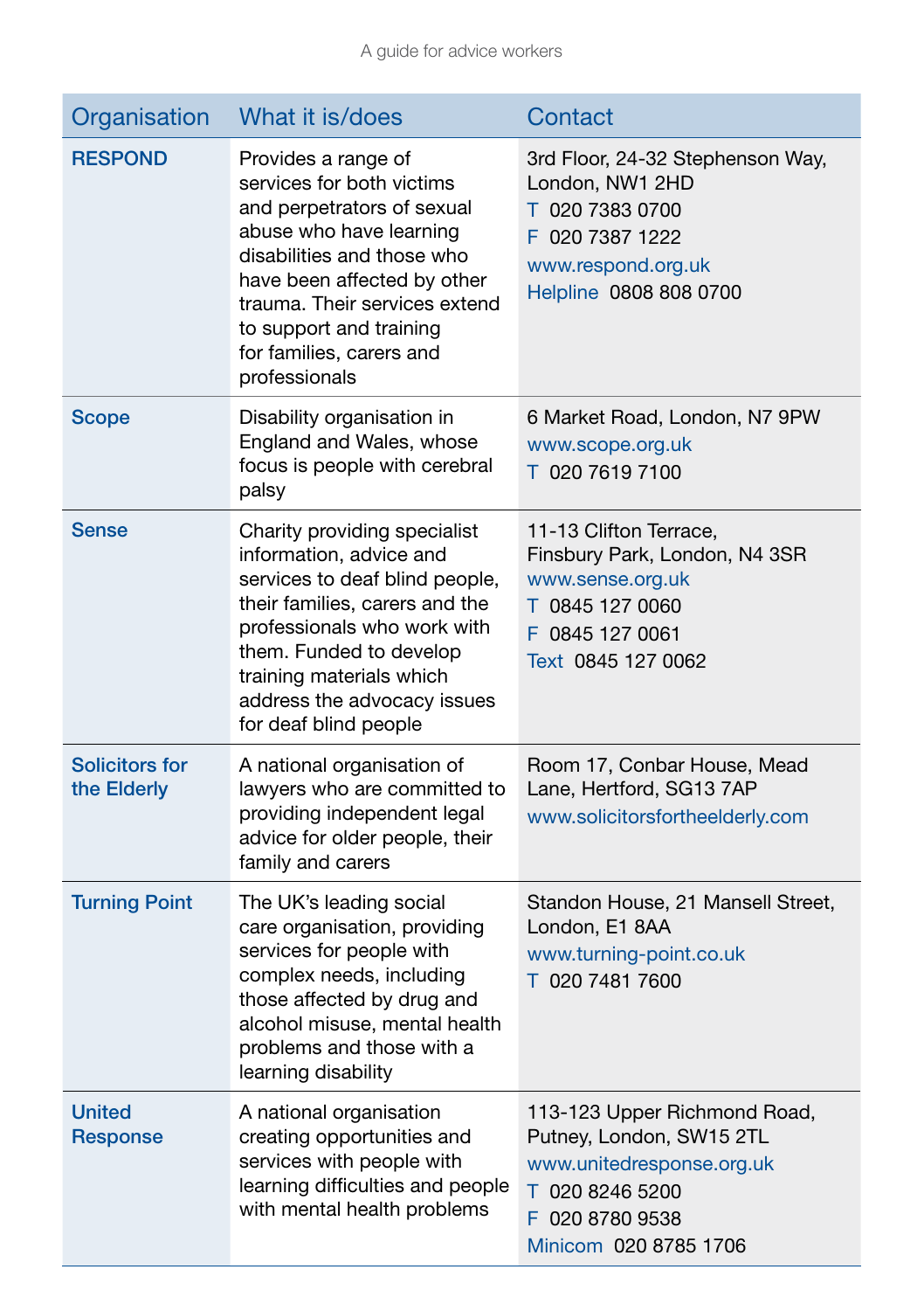| Organisation | What it is/does | Contact |
|---|---|---|
| **RESPOND** | Provides a range of services for both victims and perpetrators of sexual abuse who have learning disabilities and those who have been affected by other trauma. Their services extend to support and training for families, carers and professionals | 3rd Floor, 24-32 Stephenson Way, London, NW1 2HD<br>T 020 7383 0700<br>F 020 7387 1222<br>www.respond.org.uk<br>Helpline 0808 808 0700 |
| **Scope** | Disability organisation in England and Wales, whose focus is people with cerebral palsy | 6 Market Road, London, N7 9PW<br>www.scope.org.uk<br>T 020 7619 7100 |
| **Sense** | Charity providing specialist information, advice and services to deaf blind people, their families, carers and the professionals who work with them. Funded to develop training materials which address the advocacy issues for deaf blind people | 11-13 Clifton Terrace, Finsbury Park, London, N4 3SR<br>www.sense.org.uk<br>T 0845 127 0060<br>F 0845 127 0061<br>Text 0845 127 0062 |
| **Solicitors for the Elderly** | A national organisation of lawyers who are committed to providing independent legal advice for older people, their family and carers | Room 17, Conbar House, Mead Lane, Hertford, SG13 7AP<br>www.solicitorsfortheelderly.com |
| **Turning Point** | The UK's leading social care organisation, providing services for people with complex needs, including those affected by drug and alcohol misuse, mental health problems and those with a learning disability | Standon House, 21 Mansell Street, London, E1 8AA<br>www.turning-point.co.uk<br>T 020 7481 7600 |
| **United Response** | A national organisation creating opportunities and services with people with learning difficulties and people with mental health problems | 113-123 Upper Richmond Road, Putney, London, SW15 2TL<br>www.unitedresponse.org.uk<br>T 020 8246 5200<br>F 020 8780 9538<br>Minicom 020 8785 1706 |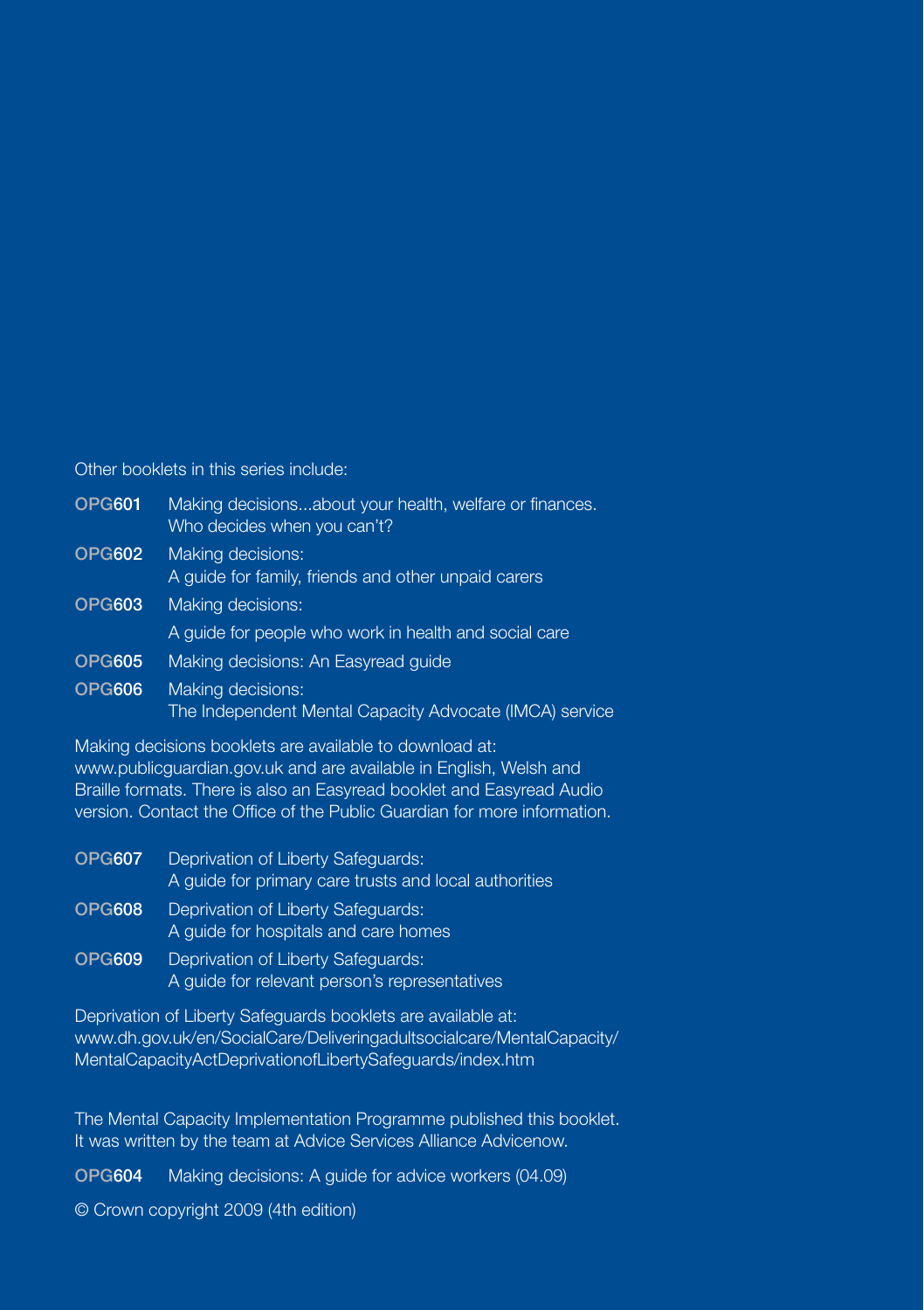Other booklets in this series include:

**OPG601** Making decisions...about your health, welfare or finances. Who decides when you can't?

**OPG602** Making decisions: A guide for family, friends and other unpaid carers

**OPG603** Making decisions: A guide for people who work in health and social care

**OPG605** Making decisions: An Easyread guide

**OPG606** Making decisions: The Independent Mental Capacity Advocate (IMCA) service

Making decisions booklets are available to download at: www.publicguardian.gov.uk and are available in English, Welsh and Braille formats. There is also an Easyread booklet and Easyread Audio version. Contact the Office of the Public Guardian for more information.

**OPG607** Deprivation of Liberty Safeguards: A guide for primary care trusts and local authorities

**OPG608** Deprivation of Liberty Safeguards: A guide for hospitals and care homes

**OPG609** Deprivation of Liberty Safeguards: A guide for relevant person's representatives

Deprivation of Liberty Safeguards booklets are available at: www.dh.gov.uk/en/SocialCare/Deliveringadultsocialcare/MentalCapacity/MentalCapacityActDeprivationofLibertySafeguards/index.htm

The Mental Capacity Implementation Programme published this booklet. It was written by the team at Advice Services Alliance Advicenow.

**OPG604** Making decisions: A guide for advice workers (04.09)

© Crown copyright 2009 (4th edition)